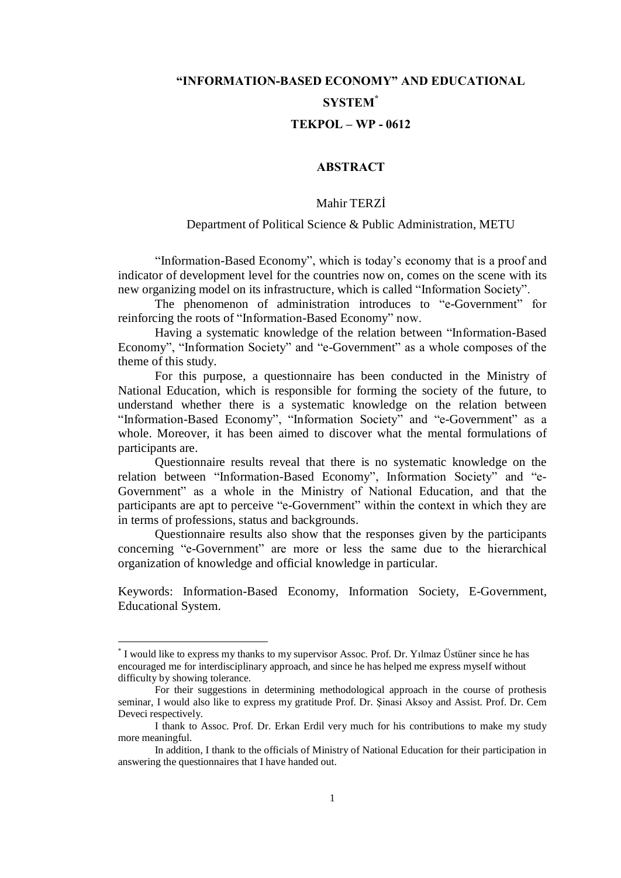# "INFORMATION-BASED ECONOMY" AND EDUCATIONAL SYSTEM[*]

## TEKPOL – WP - 0612

### ABSTRACT

Mahir TERZİ

Department of Political Science & Public Administration, METU

"Information-Based Economy", which is today's economy that is a proof and indicator of development level for the countries now on, comes on the scene with its new organizing model on its infrastructure, which is called "Information Society".

The phenomenon of administration introduces to "e-Government" for reinforcing the roots of "Information-Based Economy" now.

Having a systematic knowledge of the relation between "Information-Based Economy", "Information Society" and "e-Government" as a whole composes of the theme of this study.

For this purpose, a questionnaire has been conducted in the Ministry of National Education, which is responsible for forming the society of the future, to understand whether there is a systematic knowledge on the relation between "Information-Based Economy", "Information Society" and "e-Government" as a whole. Moreover, it has been aimed to discover what the mental formulations of participants are.

Questionnaire results reveal that there is no systematic knowledge on the relation between "Information-Based Economy", Information Society" and "e-Government" as a whole in the Ministry of National Education, and that the participants are apt to perceive "e-Government" within the context in which they are in terms of professions, status and backgrounds.

Questionnaire results also show that the responses given by the participants concerning "e-Government" are more or less the same due to the hierarchical organization of knowledge and official knowledge in particular.

Keywords: Information-Based Economy, Information Society, E-Government, Educational System.

---

[*] I would like to express my thanks to my supervisor Assoc. Prof. Dr. Yılmaz Üstüner since he has encouraged me for interdisciplinary approach, and since he has helped me express myself without difficulty by showing tolerance.

For their suggestions in determining methodological approach in the course of prothesis seminar, I would also like to express my gratitude Prof. Dr. Şinasi Aksoy and Assist. Prof. Dr. Cem Deveci respectively.

I thank to Assoc. Prof. Dr. Erkan Erdil very much for his contributions to make my study more meaningful.

In addition, I thank to the officials of Ministry of National Education for their participation in answering the questionnaires that I have handed out.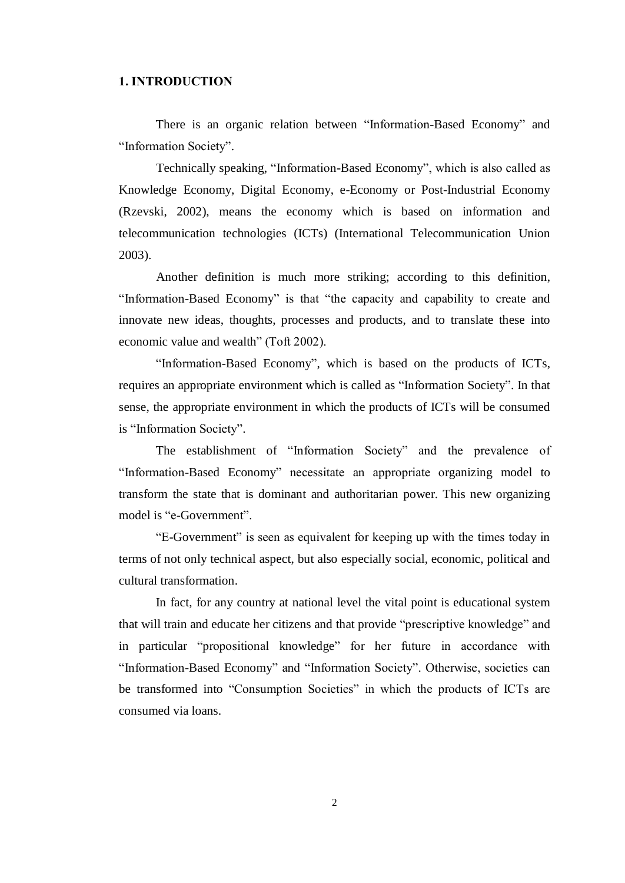# 1. INTRODUCTION

There is an organic relation between “Information-Based Economy” and “Information Society”.

Technically speaking, “Information-Based Economy”, which is also called as Knowledge Economy, Digital Economy, e-Economy or Post-Industrial Economy (Rzevski, 2002), means the economy which is based on information and telecommunication technologies (ICTs) (International Telecommunication Union 2003).

Another definition is much more striking; according to this definition, “Information-Based Economy” is that “the capacity and capability to create and innovate new ideas, thoughts, processes and products, and to translate these into economic value and wealth” (Toft 2002).

“Information-Based Economy”, which is based on the products of ICTs, requires an appropriate environment which is called as “Information Society”. In that sense, the appropriate environment in which the products of ICTs will be consumed is “Information Society”.

The establishment of “Information Society” and the prevalence of “Information-Based Economy” necessitate an appropriate organizing model to transform the state that is dominant and authoritarian power. This new organizing model is “e-Government”.

“E-Government” is seen as equivalent for keeping up with the times today in terms of not only technical aspect, but also especially social, economic, political and cultural transformation.

In fact, for any country at national level the vital point is educational system that will train and educate her citizens and that provide “prescriptive knowledge” and in particular “propositional knowledge” for her future in accordance with “Information-Based Economy” and “Information Society”. Otherwise, societies can be transformed into “Consumption Societies” in which the products of ICTs are consumed via loans.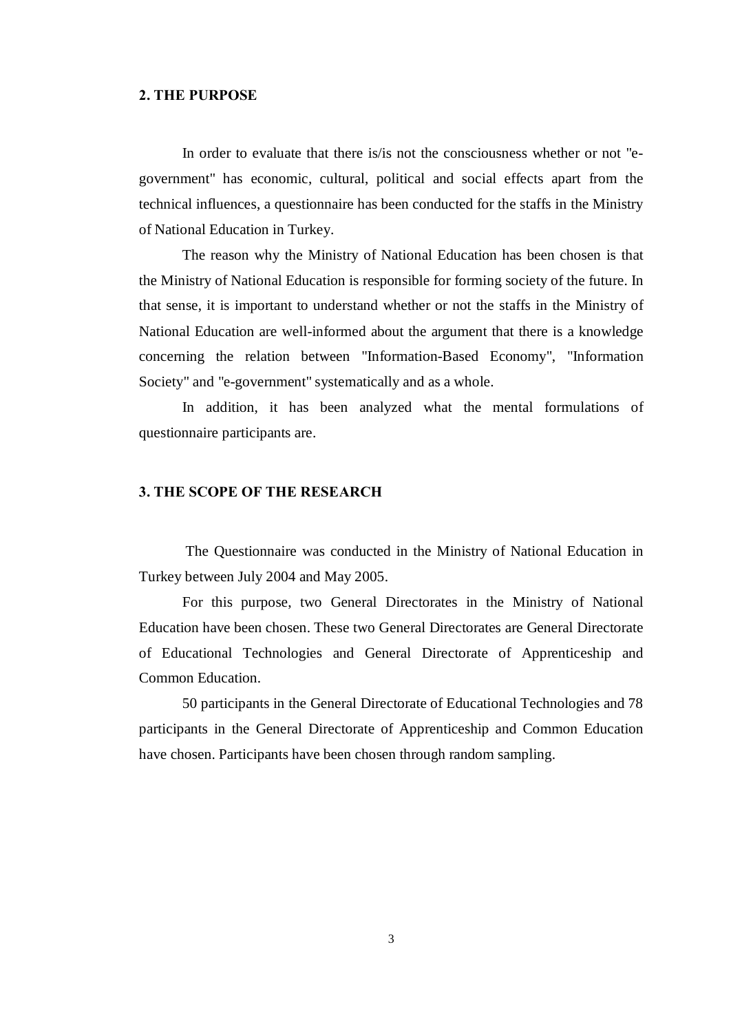## 2. THE PURPOSE

In order to evaluate that there is/is not the consciousness whether or not "e-government" has economic, cultural, political and social effects apart from the technical influences, a questionnaire has been conducted for the staffs in the Ministry of National Education in Turkey.

The reason why the Ministry of National Education has been chosen is that the Ministry of National Education is responsible for forming society of the future. In that sense, it is important to understand whether or not the staffs in the Ministry of National Education are well-informed about the argument that there is a knowledge concerning the relation between "Information-Based Economy", "Information Society" and "e-government" systematically and as a whole.

In addition, it has been analyzed what the mental formulations of questionnaire participants are.

## 3. THE SCOPE OF THE RESEARCH

The Questionnaire was conducted in the Ministry of National Education in Turkey between July 2004 and May 2005.

For this purpose, two General Directorates in the Ministry of National Education have been chosen. These two General Directorates are General Directorate of Educational Technologies and General Directorate of Apprenticeship and Common Education.

50 participants in the General Directorate of Educational Technologies and 78 participants in the General Directorate of Apprenticeship and Common Education have chosen. Participants have been chosen through random sampling.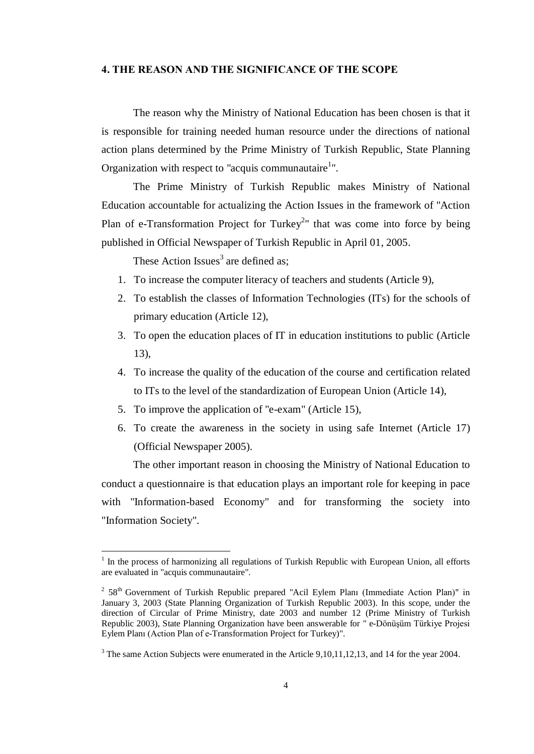## 4. THE REASON AND THE SIGNIFICANCE OF THE SCOPE

The reason why the Ministry of National Education has been chosen is that it is responsible for training needed human resource under the directions of national action plans determined by the Prime Ministry of Turkish Republic, State Planning Organization with respect to "acquis communautaire[1]".

The Prime Ministry of Turkish Republic makes Ministry of National Education accountable for actualizing the Action Issues in the framework of "Action Plan of e-Transformation Project for Turkey[2]" that was come into force by being published in Official Newspaper of Turkish Republic in April 01, 2005.

These Action Issues[3] are defined as;

1. To increase the computer literacy of teachers and students (Article 9),
2. To establish the classes of Information Technologies (ITs) for the schools of primary education (Article 12),
3. To open the education places of IT in education institutions to public (Article 13),
4. To increase the quality of the education of the course and certification related to ITs to the level of the standardization of European Union (Article 14),
5. To improve the application of "e-exam" (Article 15),
6. To create the awareness in the society in using safe Internet (Article 17) (Official Newspaper 2005).

The other important reason in choosing the Ministry of National Education to conduct a questionnaire is that education plays an important role for keeping in pace with "Information-based Economy" and for transforming the society into "Information Society".

---

[1] In the process of harmonizing all regulations of Turkish Republic with European Union, all efforts are evaluated in "acquis communautaire".

[2] 58th Government of Turkish Republic prepared "Acil Eylem Planı (Immediate Action Plan)" in January 3, 2003 (State Planning Organization of Turkish Republic 2003). In this scope, under the direction of Circular of Prime Ministry, date 2003 and number 12 (Prime Ministry of Turkish Republic 2003), State Planning Organization have been answerable for " e-Dönüşüm Türkiye Projesi Eylem Planı (Action Plan of e-Transformation Project for Turkey)".

[3] The same Action Subjects were enumerated in the Article 9,10,11,12,13, and 14 for the year 2004.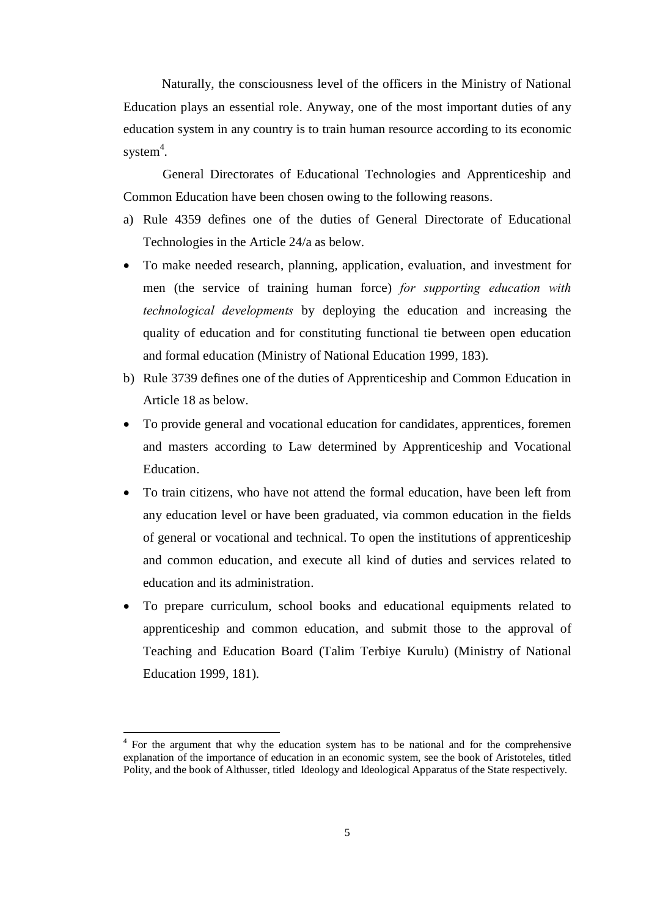Naturally, the consciousness level of the officers in the Ministry of National Education plays an essential role. Anyway, one of the most important duties of any education system in any country is to train human resource according to its economic system[4].

General Directorates of Educational Technologies and Apprenticeship and Common Education have been chosen owing to the following reasons.

a) Rule 4359 defines one of the duties of General Directorate of Educational Technologies in the Article 24/a as below.

- To make needed research, planning, application, evaluation, and investment for men (the service of training human force) *for supporting education with technological developments* by deploying the education and increasing the quality of education and for constituting functional tie between open education and formal education (Ministry of National Education 1999, 183).

b) Rule 3739 defines one of the duties of Apprenticeship and Common Education in Article 18 as below.

- To provide general and vocational education for candidates, apprentices, foremen and masters according to Law determined by Apprenticeship and Vocational Education.
- To train citizens, who have not attend the formal education, have been left from any education level or have been graduated, via common education in the fields of general or vocational and technical. To open the institutions of apprenticeship and common education, and execute all kind of duties and services related to education and its administration.
- To prepare curriculum, school books and educational equipments related to apprenticeship and common education, and submit those to the approval of Teaching and Education Board (Talim Terbiye Kurulu) (Ministry of National Education 1999, 181).

---

[4] For the argument that why the education system has to be national and for the comprehensive explanation of the importance of education in an economic system, see the book of Aristoteles, titled Polity, and the book of Althusser, titled Ideology and Ideological Apparatus of the State respectively.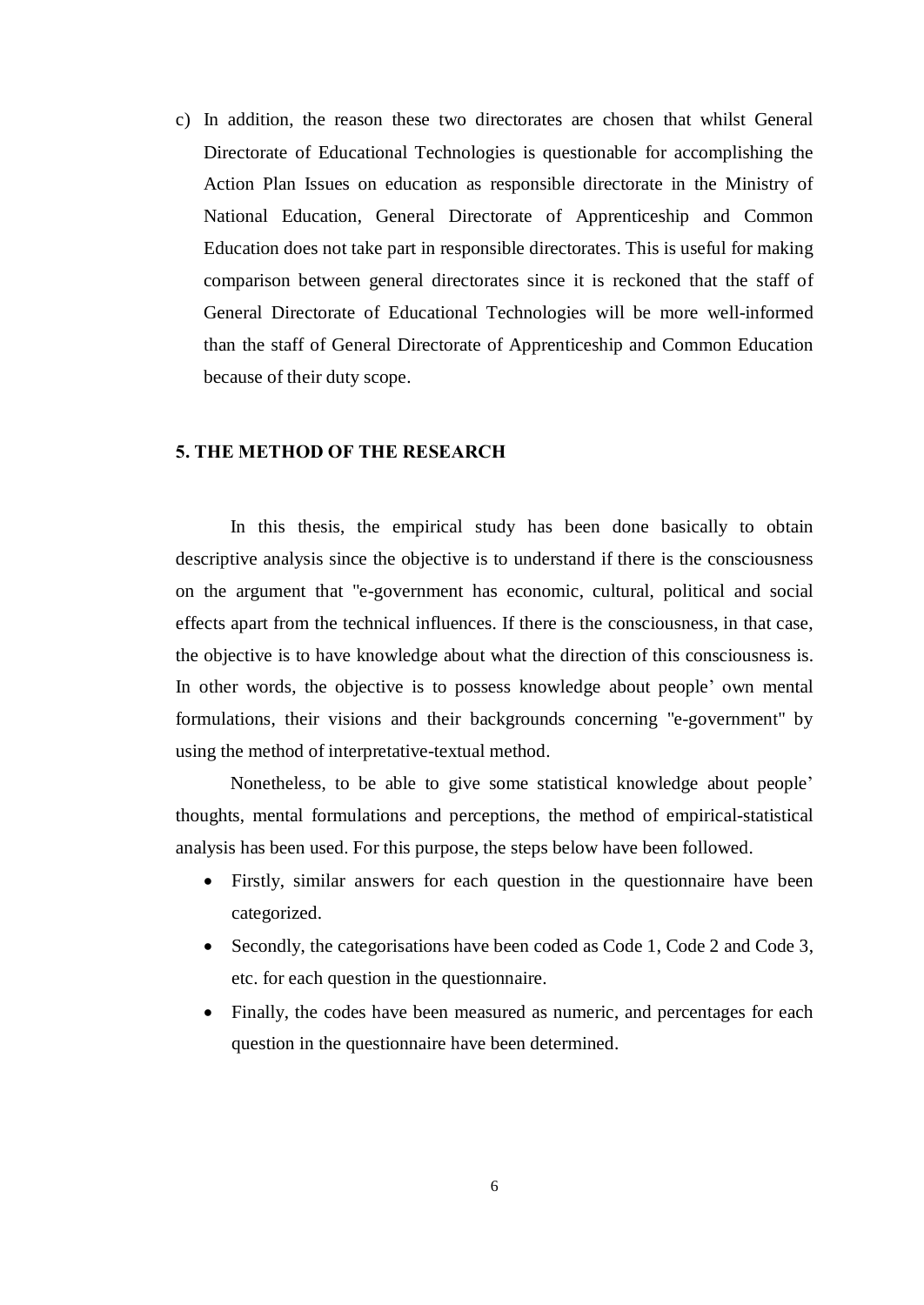c) In addition, the reason these two directorates are chosen that whilst General Directorate of Educational Technologies is questionable for accomplishing the Action Plan Issues on education as responsible directorate in the Ministry of National Education, General Directorate of Apprenticeship and Common Education does not take part in responsible directorates. This is useful for making comparison between general directorates since it is reckoned that the staff of General Directorate of Educational Technologies will be more well-informed than the staff of General Directorate of Apprenticeship and Common Education because of their duty scope.

## 5. THE METHOD OF THE RESEARCH

In this thesis, the empirical study has been done basically to obtain descriptive analysis since the objective is to understand if there is the consciousness on the argument that "e-government has economic, cultural, political and social effects apart from the technical influences. If there is the consciousness, in that case, the objective is to have knowledge about what the direction of this consciousness is. In other words, the objective is to possess knowledge about people' own mental formulations, their visions and their backgrounds concerning "e-government" by using the method of interpretative-textual method.

Nonetheless, to be able to give some statistical knowledge about people' thoughts, mental formulations and perceptions, the method of empirical-statistical analysis has been used. For this purpose, the steps below have been followed.

- Firstly, similar answers for each question in the questionnaire have been categorized.
- Secondly, the categorisations have been coded as Code 1, Code 2 and Code 3, etc. for each question in the questionnaire.
- Finally, the codes have been measured as numeric, and percentages for each question in the questionnaire have been determined.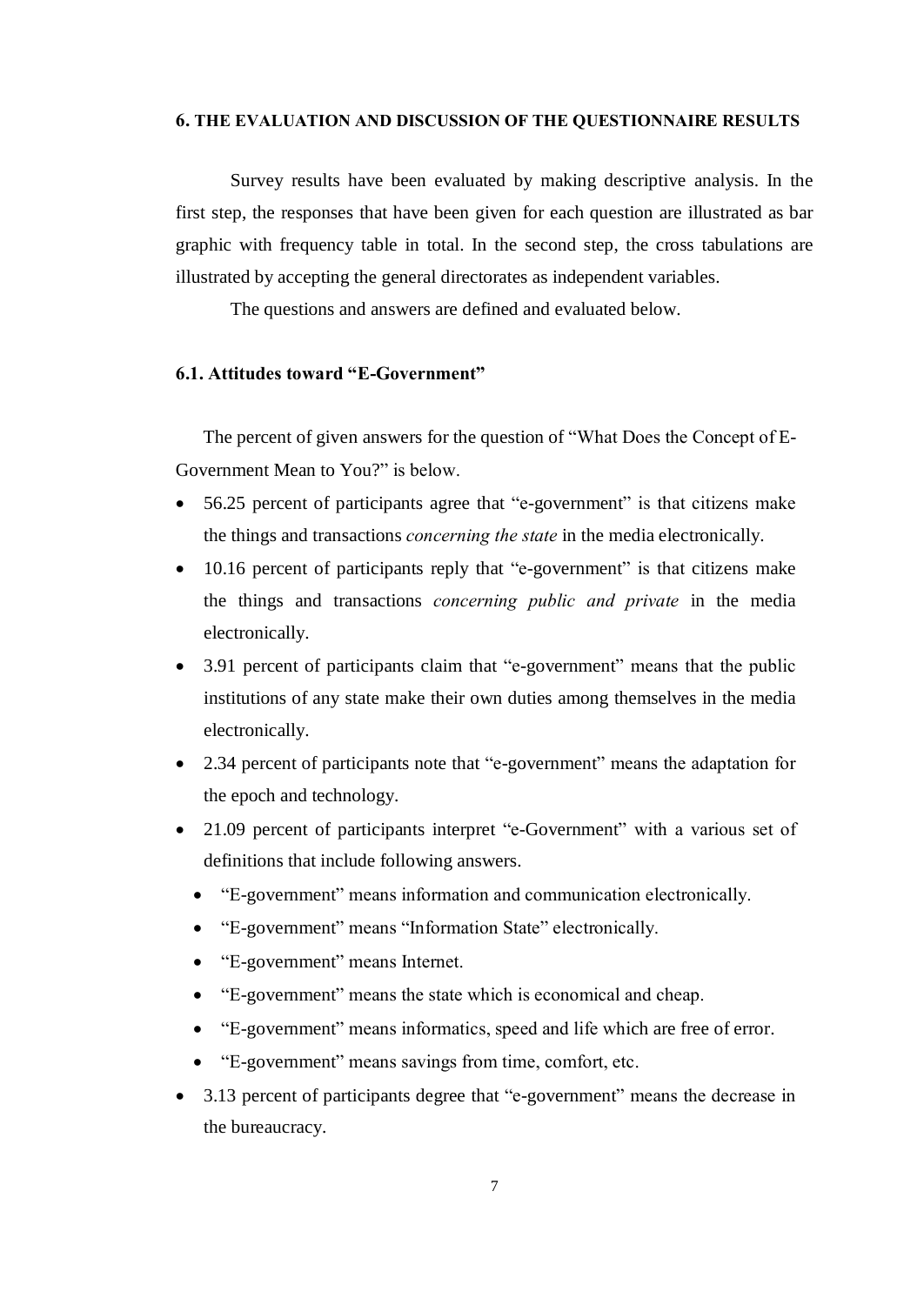## 6. THE EVALUATION AND DISCUSSION OF THE QUESTIONNAIRE RESULTS

Survey results have been evaluated by making descriptive analysis. In the first step, the responses that have been given for each question are illustrated as bar graphic with frequency table in total. In the second step, the cross tabulations are illustrated by accepting the general directorates as independent variables.

The questions and answers are defined and evaluated below.

### 6.1. Attitudes toward "E-Government"

The percent of given answers for the question of "What Does the Concept of E-Government Mean to You?" is below.

- 56.25 percent of participants agree that "e-government" is that citizens make the things and transactions *concerning the state* in the media electronically.
- 10.16 percent of participants reply that "e-government" is that citizens make the things and transactions *concerning public and private* in the media electronically.
- 3.91 percent of participants claim that "e-government" means that the public institutions of any state make their own duties among themselves in the media electronically.
- 2.34 percent of participants note that "e-government" means the adaptation for the epoch and technology.
- 21.09 percent of participants interpret "e-Government" with a various set of definitions that include following answers.
  - "E-government" means information and communication electronically.
  - "E-government" means "Information State" electronically.
  - "E-government" means Internet.
  - "E-government" means the state which is economical and cheap.
  - "E-government" means informatics, speed and life which are free of error.
  - "E-government" means savings from time, comfort, etc.
- 3.13 percent of participants degree that "e-government" means the decrease in the bureaucracy.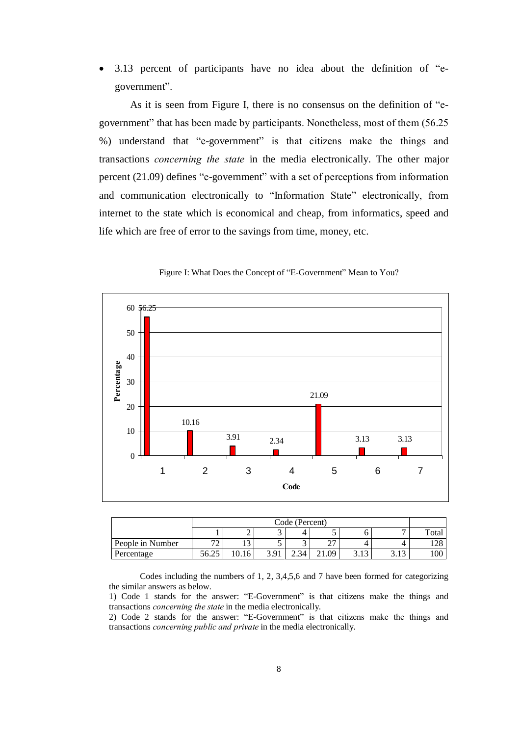- 3.13 percent of participants have no idea about the definition of "e-government".

As it is seen from Figure I, there is no consensus on the definition of "e-government" that has been made by participants. Nonetheless, most of them (56.25 %) understand that "e-government" is that citizens make the things and transactions *concerning the state* in the media electronically. The other major percent (21.09) defines "e-government" with a set of perceptions from information and communication electronically to "Information State" electronically, from internet to the state which is economical and cheap, from informatics, speed and life which are free of error to the savings from time, money, etc.

Figure I: What Does the Concept of "E-Government" Mean to You?

| Code | 1 | 2 | 3 | 4 | 5 | 6 | 7 |
|---|---|---|---|---|---|---|---|
| Percentage | 56.25 | 10.16 | 3.91 | 2.34 | 21.09 | 3.13 | 3.13 |

| | Code (Percent) | | | | | | | |
|---|---|---|---|---|---|---|---|---|
| | 1 | 2 | 3 | 4 | 5 | 6 | 7 | Total |
| People in Number | 72 | 13 | 5 | 3 | 27 | 4 | 4 | 128 |
| Percentage | 56.25 | 10.16 | 3.91 | 2.34 | 21.09 | 3.13 | 3.13 | 100 |

Codes including the numbers of 1, 2, 3,4,5,6 and 7 have been formed for categorizing the similar answers as below.

1) Code 1 stands for the answer: "E-Government" is that citizens make the things and transactions *concerning the state* in the media electronically.

2) Code 2 stands for the answer: "E-Government" is that citizens make the things and transactions *concerning public and private* in the media electronically.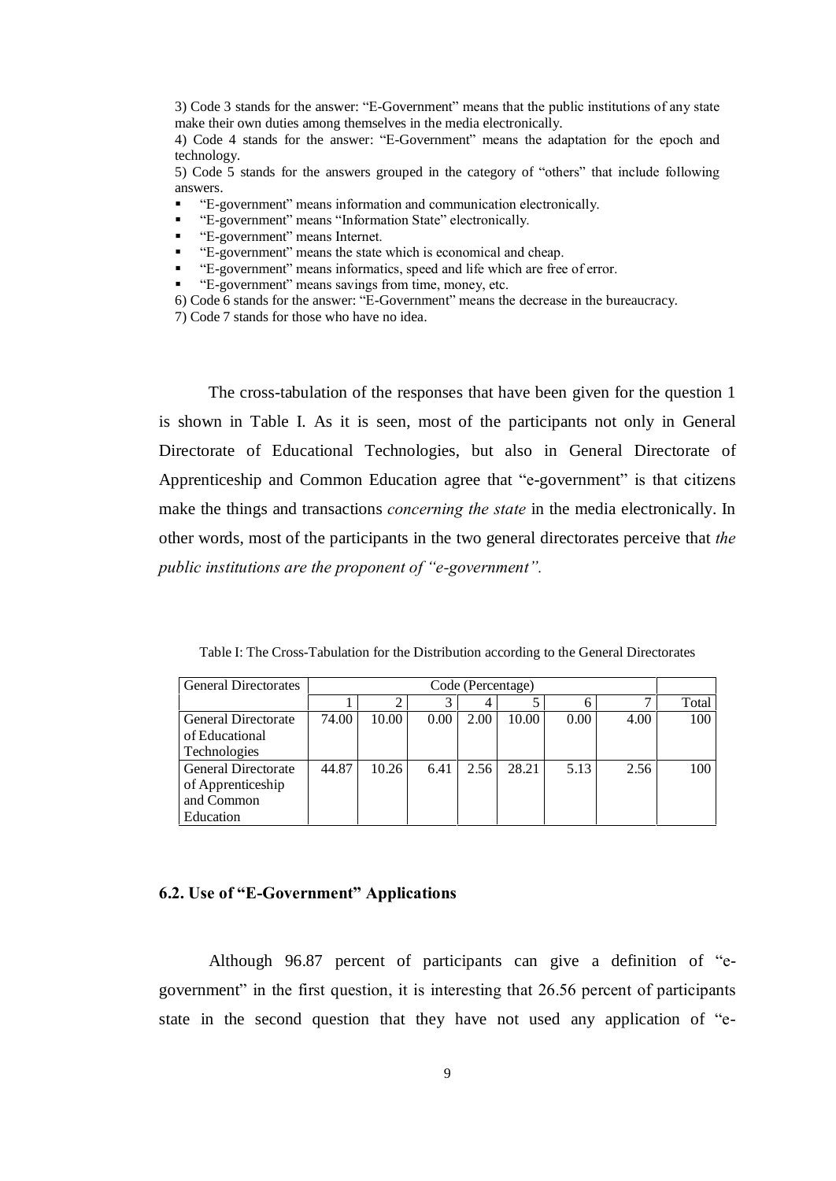3) Code 3 stands for the answer: "E-Government" means that the public institutions of any state make their own duties among themselves in the media electronically.

4) Code 4 stands for the answer: "E-Government" means the adaptation for the epoch and technology.

5) Code 5 stands for the answers grouped in the category of "others" that include following answers.

- "E-government" means information and communication electronically.
- "E-government" means "Information State" electronically.
- "E-government" means Internet.
- "E-government" means the state which is economical and cheap.
- "E-government" means informatics, speed and life which are free of error.
- "E-government" means savings from time, money, etc.

6) Code 6 stands for the answer: "E-Government" means the decrease in the bureaucracy.

7) Code 7 stands for those who have no idea.

The cross-tabulation of the responses that have been given for the question 1 is shown in Table I. As it is seen, most of the participants not only in General Directorate of Educational Technologies, but also in General Directorate of Apprenticeship and Common Education agree that "e-government" is that citizens make the things and transactions *concerning the state* in the media electronically. In other words, most of the participants in the two general directorates perceive that *the public institutions are the proponent of "e-government".*

Table I: The Cross-Tabulation for the Distribution according to the General Directorates

| General Directorates | Code (Percentage) | | | | | | | |
|---|---|---|---|---|---|---|---|---|
| | 1 | 2 | 3 | 4 | 5 | 6 | 7 | Total |
| General Directorate of Educational Technologies | 74.00 | 10.00 | 0.00 | 2.00 | 10.00 | 0.00 | 4.00 | 100 |
| General Directorate of Apprenticeship and Common Education | 44.87 | 10.26 | 6.41 | 2.56 | 28.21 | 5.13 | 2.56 | 100 |

## 6.2. Use of "E-Government" Applications

Although 96.87 percent of participants can give a definition of "e-government" in the first question, it is interesting that 26.56 percent of participants state in the second question that they have not used any application of "e-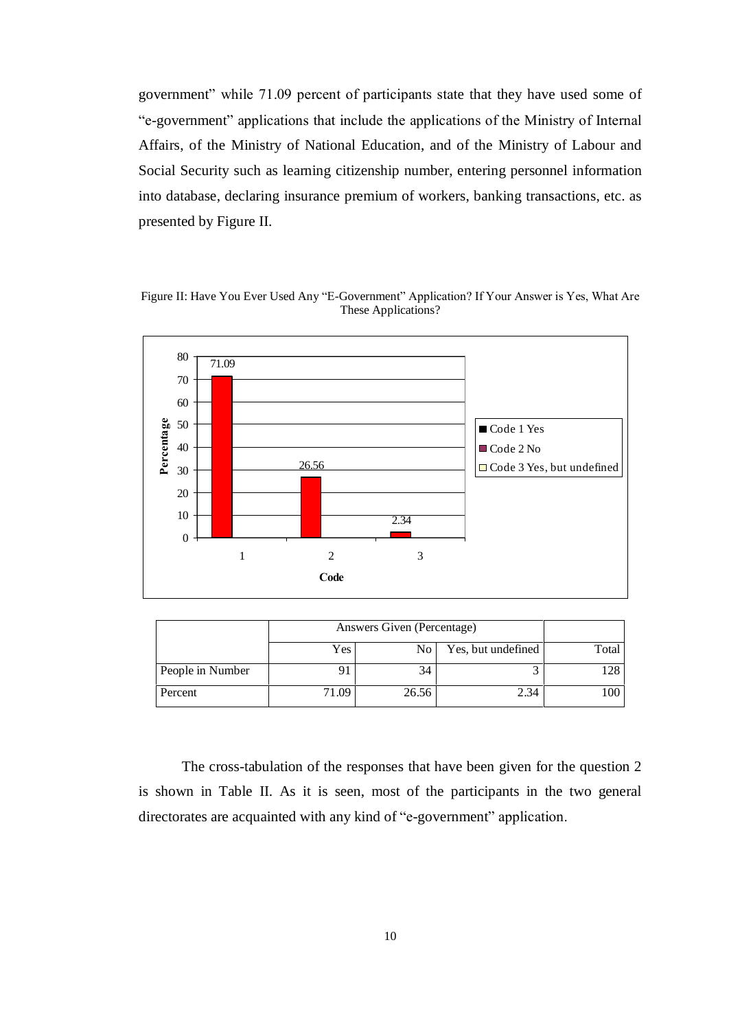government" while 71.09 percent of participants state that they have used some of "e-government" applications that include the applications of the Ministry of Internal Affairs, of the Ministry of National Education, and of the Ministry of Labour and Social Security such as learning citizenship number, entering personnel information into database, declaring insurance premium of workers, banking transactions, etc. as presented by Figure II.

Figure II: Have You Ever Used Any "E-Government" Application? If Your Answer is Yes, What Are These Applications?

| | Answers Given (Percentage) | | | |
|---|---|---|---|---|
| | Yes | No | Yes, but undefined | Total |
| People in Number | 91 | 34 | 3 | 128 |
| Percent | 71.09 | 26.56 | 2.34 | 100 |

The cross-tabulation of the responses that have been given for the question 2 is shown in Table II. As it is seen, most of the participants in the two general directorates are acquainted with any kind of "e-government" application.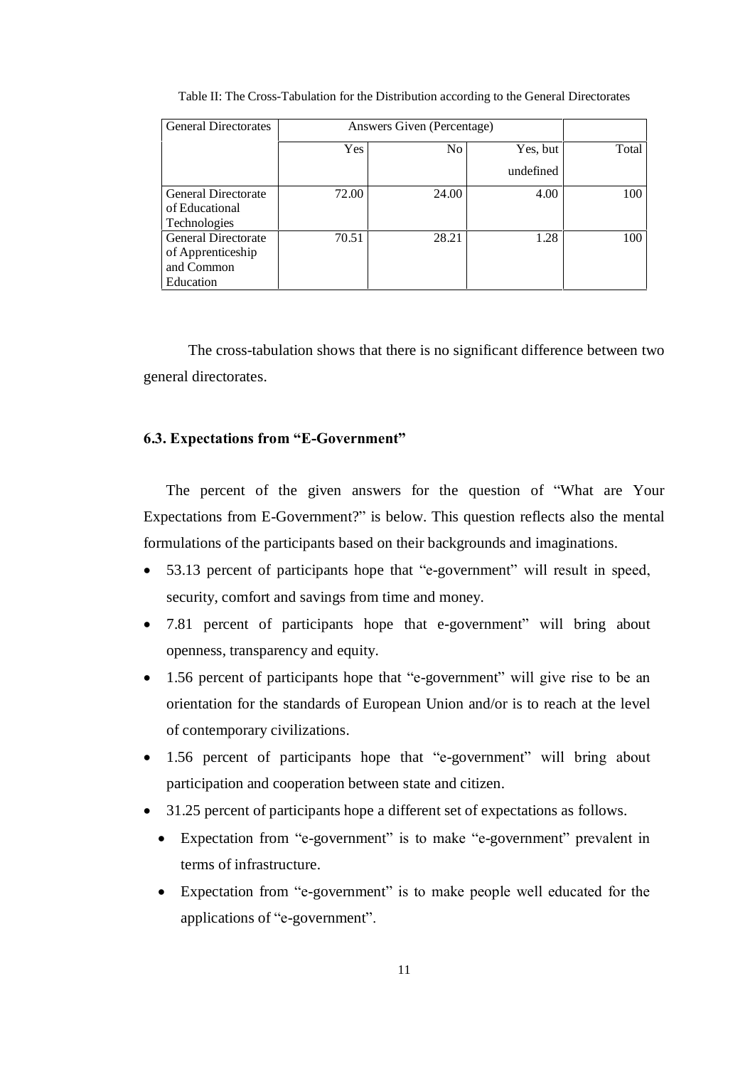Table II: The Cross-Tabulation for the Distribution according to the General Directorates

| General Directorates | Answers Given (Percentage) | | | |
|---|---|---|---|---|
| | Yes | No | Yes, but undefined | Total |
| General Directorate of Educational Technologies | 72.00 | 24.00 | 4.00 | 100 |
| General Directorate of Apprenticeship and Common Education | 70.51 | 28.21 | 1.28 | 100 |

The cross-tabulation shows that there is no significant difference between two general directorates.

### 6.3. Expectations from "E-Government"

The percent of the given answers for the question of "What are Your Expectations from E-Government?" is below. This question reflects also the mental formulations of the participants based on their backgrounds and imaginations.

- 53.13 percent of participants hope that "e-government" will result in speed, security, comfort and savings from time and money.
- 7.81 percent of participants hope that e-government" will bring about openness, transparency and equity.
- 1.56 percent of participants hope that "e-government" will give rise to be an orientation for the standards of European Union and/or is to reach at the level of contemporary civilizations.
- 1.56 percent of participants hope that "e-government" will bring about participation and cooperation between state and citizen.
- 31.25 percent of participants hope a different set of expectations as follows.
  - Expectation from "e-government" is to make "e-government" prevalent in terms of infrastructure.
  - Expectation from "e-government" is to make people well educated for the applications of "e-government".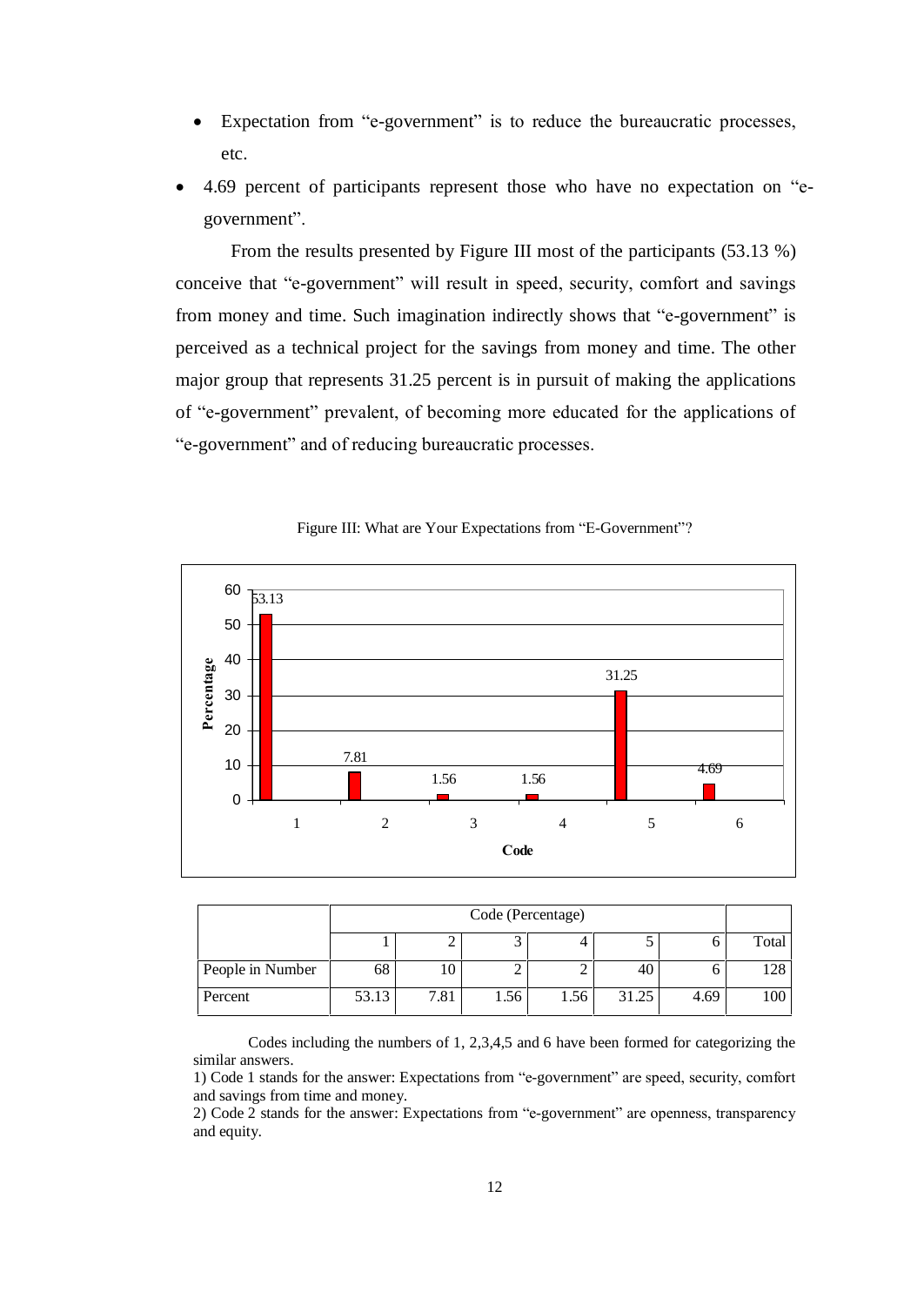- Expectation from "e-government" is to reduce the bureaucratic processes, etc.

- 4.69 percent of participants represent those who have no expectation on "e-government".

From the results presented by Figure III most of the participants (53.13 %) conceive that "e-government" will result in speed, security, comfort and savings from money and time. Such imagination indirectly shows that "e-government" is perceived as a technical project for the savings from money and time. The other major group that represents 31.25 percent is in pursuit of making the applications of "e-government" prevalent, of becoming more educated for the applications of "e-government" and of reducing bureaucratic processes.

Figure III: What are Your Expectations from "E-Government"?

| | Code (Percentage) | | | | | | |
|---|---|---|---|---|---|---|---|
| | 1 | 2 | 3 | 4 | 5 | 6 | Total |
| People in Number | 68 | 10 | 2 | 2 | 40 | 6 | 128 |
| Percent | 53.13 | 7.81 | 1.56 | 1.56 | 31.25 | 4.69 | 100 |

Codes including the numbers of 1, 2,3,4,5 and 6 have been formed for categorizing the similar answers.

1) Code 1 stands for the answer: Expectations from "e-government" are speed, security, comfort and savings from time and money.

2) Code 2 stands for the answer: Expectations from "e-government" are openness, transparency and equity.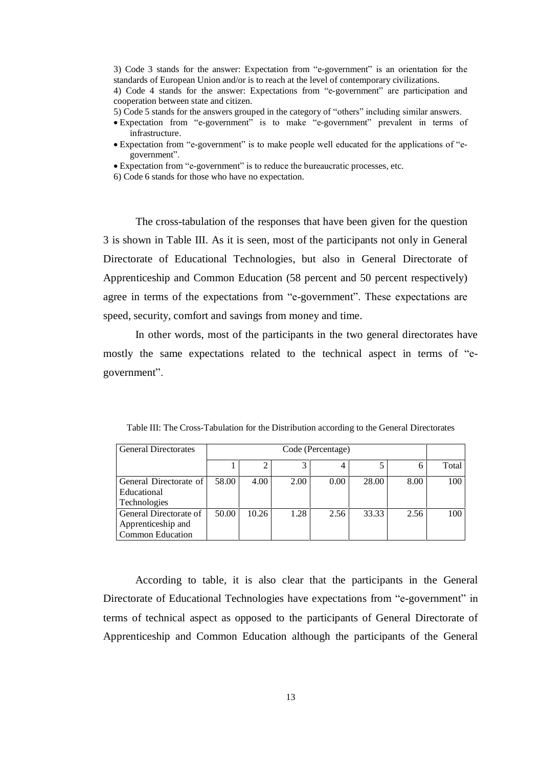3) Code 3 stands for the answer: Expectation from "e-government" is an orientation for the standards of European Union and/or is to reach at the level of contemporary civilizations.

4) Code 4 stands for the answer: Expectations from "e-government" are participation and cooperation between state and citizen.

5) Code 5 stands for the answers grouped in the category of "others" including similar answers.

- Expectation from "e-government" is to make "e-government" prevalent in terms of infrastructure.
- Expectation from "e-government" is to make people well educated for the applications of "e-government".
- Expectation from "e-government" is to reduce the bureaucratic processes, etc.

6) Code 6 stands for those who have no expectation.

The cross-tabulation of the responses that have been given for the question 3 is shown in Table III. As it is seen, most of the participants not only in General Directorate of Educational Technologies, but also in General Directorate of Apprenticeship and Common Education (58 percent and 50 percent respectively) agree in terms of the expectations from "e-government". These expectations are speed, security, comfort and savings from money and time.

In other words, most of the participants in the two general directorates have mostly the same expectations related to the technical aspect in terms of "e-government".

Table III: The Cross-Tabulation for the Distribution according to the General Directorates

| General Directorates | Code (Percentage) | | | | | | |
|---|---|---|---|---|---|---|---|
| | 1 | 2 | 3 | 4 | 5 | 6 | Total |
| General Directorate of Educational Technologies | 58.00 | 4.00 | 2.00 | 0.00 | 28.00 | 8.00 | 100 |
| General Directorate of Apprenticeship and Common Education | 50.00 | 10.26 | 1.28 | 2.56 | 33.33 | 2.56 | 100 |

According to table, it is also clear that the participants in the General Directorate of Educational Technologies have expectations from "e-government" in terms of technical aspect as opposed to the participants of General Directorate of Apprenticeship and Common Education although the participants of the General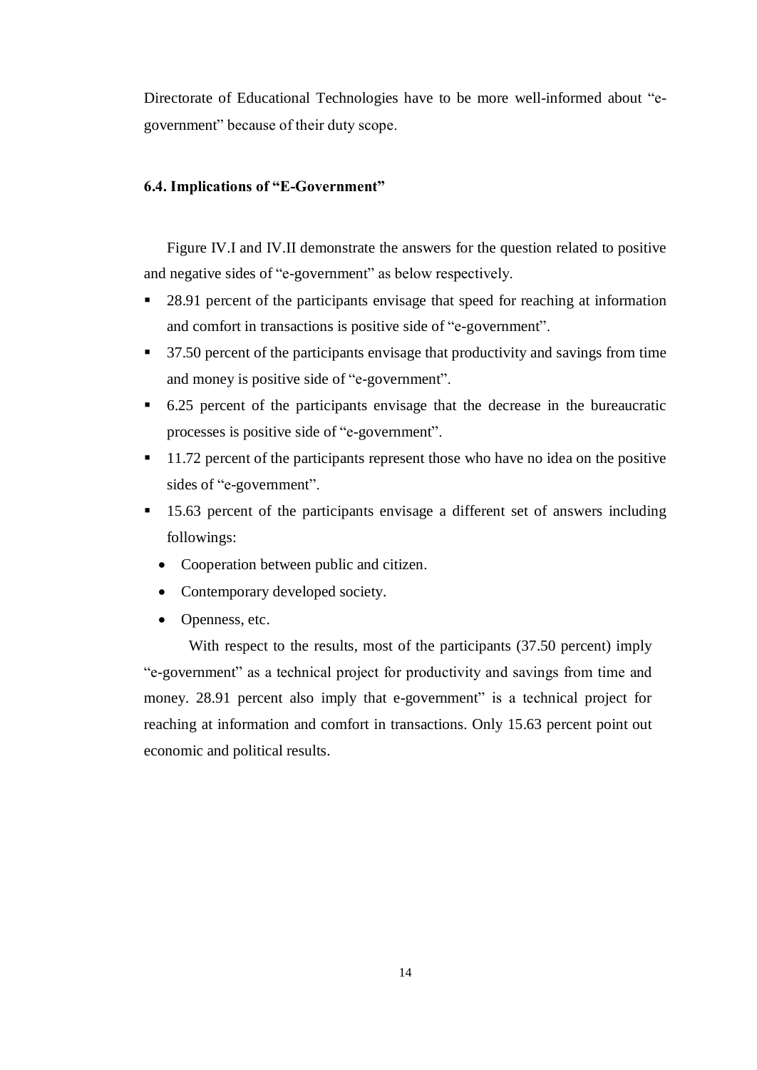Directorate of Educational Technologies have to be more well-informed about "e-government" because of their duty scope.

### 6.4. Implications of "E-Government"

Figure IV.I and IV.II demonstrate the answers for the question related to positive and negative sides of "e-government" as below respectively.

- 28.91 percent of the participants envisage that speed for reaching at information and comfort in transactions is positive side of "e-government".
- 37.50 percent of the participants envisage that productivity and savings from time and money is positive side of "e-government".
- 6.25 percent of the participants envisage that the decrease in the bureaucratic processes is positive side of "e-government".
- 11.72 percent of the participants represent those who have no idea on the positive sides of "e-government".
- 15.63 percent of the participants envisage a different set of answers including followings:
  - Cooperation between public and citizen.
  - Contemporary developed society.
  - Openness, etc.

With respect to the results, most of the participants (37.50 percent) imply "e-government" as a technical project for productivity and savings from time and money. 28.91 percent also imply that e-government" is a technical project for reaching at information and comfort in transactions. Only 15.63 percent point out economic and political results.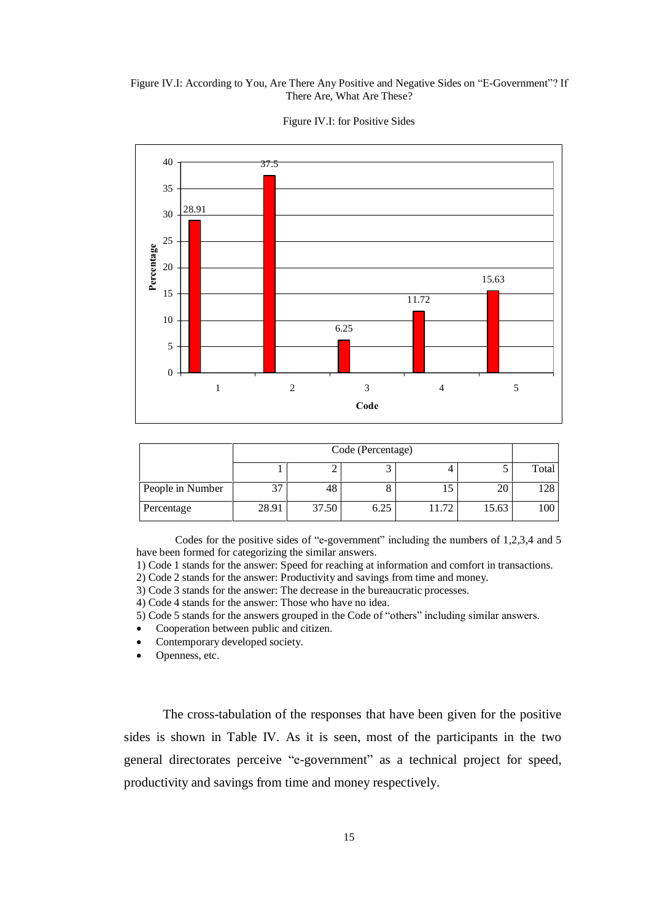Figure IV.I: According to You, Are There Any Positive and Negative Sides on "E-Government"? If There Are, What Are These?

Figure IV.I: for Positive Sides

|  | Code (Percentage) | | | | | |
|---|---|---|---|---|---|---|
|  | 1 | 2 | 3 | 4 | 5 | Total |
| People in Number | 37 | 48 | 8 | 15 | 20 | 128 |
| Percentage | 28.91 | 37.50 | 6.25 | 11.72 | 15.63 | 100 |

Codes for the positive sides of "e-government" including the numbers of 1,2,3,4 and 5 have been formed for categorizing the similar answers.

1) Code 1 stands for the answer: Speed for reaching at information and comfort in transactions.
2) Code 2 stands for the answer: Productivity and savings from time and money.
3) Code 3 stands for the answer: The decrease in the bureaucratic processes.
4) Code 4 stands for the answer: Those who have no idea.
5) Code 5 stands for the answers grouped in the Code of "others" including similar answers.

- Cooperation between public and citizen.
- Contemporary developed society.
- Openness, etc.

The cross-tabulation of the responses that have been given for the positive sides is shown in Table IV. As it is seen, most of the participants in the two general directorates perceive "e-government" as a technical project for speed, productivity and savings from time and money respectively.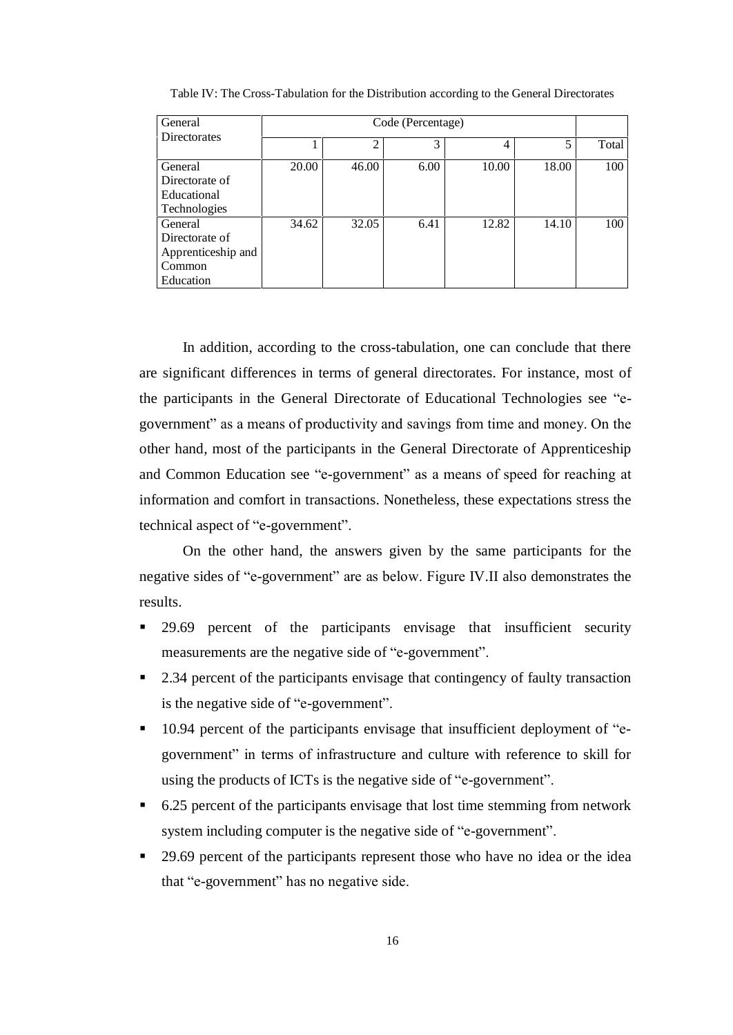Table IV: The Cross-Tabulation for the Distribution according to the General Directorates

| General Directorates | Code (Percentage) | | | | | |
|---|---|---|---|---|---|---|
| | 1 | 2 | 3 | 4 | 5 | Total |
| General Directorate of Educational Technologies | 20.00 | 46.00 | 6.00 | 10.00 | 18.00 | 100 |
| General Directorate of Apprenticeship and Common Education | 34.62 | 32.05 | 6.41 | 12.82 | 14.10 | 100 |

In addition, according to the cross-tabulation, one can conclude that there are significant differences in terms of general directorates. For instance, most of the participants in the General Directorate of Educational Technologies see "e-government" as a means of productivity and savings from time and money. On the other hand, most of the participants in the General Directorate of Apprenticeship and Common Education see "e-government" as a means of speed for reaching at information and comfort in transactions. Nonetheless, these expectations stress the technical aspect of "e-government".

On the other hand, the answers given by the same participants for the negative sides of "e-government" are as below. Figure IV.II also demonstrates the results.

- 29.69 percent of the participants envisage that insufficient security measurements are the negative side of "e-government".
- 2.34 percent of the participants envisage that contingency of faulty transaction is the negative side of "e-government".
- 10.94 percent of the participants envisage that insufficient deployment of "e-government" in terms of infrastructure and culture with reference to skill for using the products of ICTs is the negative side of "e-government".
- 6.25 percent of the participants envisage that lost time stemming from network system including computer is the negative side of "e-government".
- 29.69 percent of the participants represent those who have no idea or the idea that "e-government" has no negative side.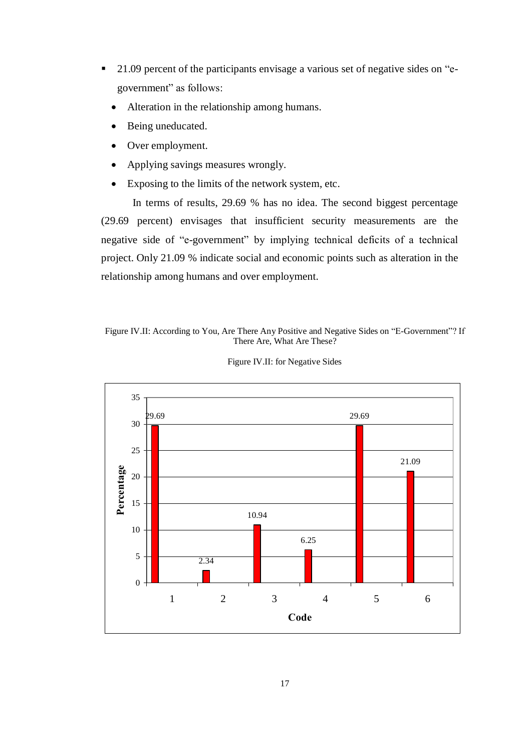- 21.09 percent of the participants envisage a various set of negative sides on "e-government" as follows:
  - Alteration in the relationship among humans.
  - Being uneducated.
  - Over employment.
  - Applying savings measures wrongly.
  - Exposing to the limits of the network system, etc.

In terms of results, 29.69 % has no idea. The second biggest percentage (29.69 percent) envisages that insufficient security measurements are the negative side of "e-government" by implying technical deficits of a technical project. Only 21.09 % indicate social and economic points such as alteration in the relationship among humans and over employment.

Figure IV.II: According to You, Are There Any Positive and Negative Sides on "E-Government"? If There Are, What Are These?

Figure IV.II: for Negative Sides

| Code | Percentage |
|---|---|
| 1 | 29.69 |
| 2 | 2.34 |
| 3 | 10.94 |
| 4 | 6.25 |
| 5 | 29.69 |
| 6 | 21.09 |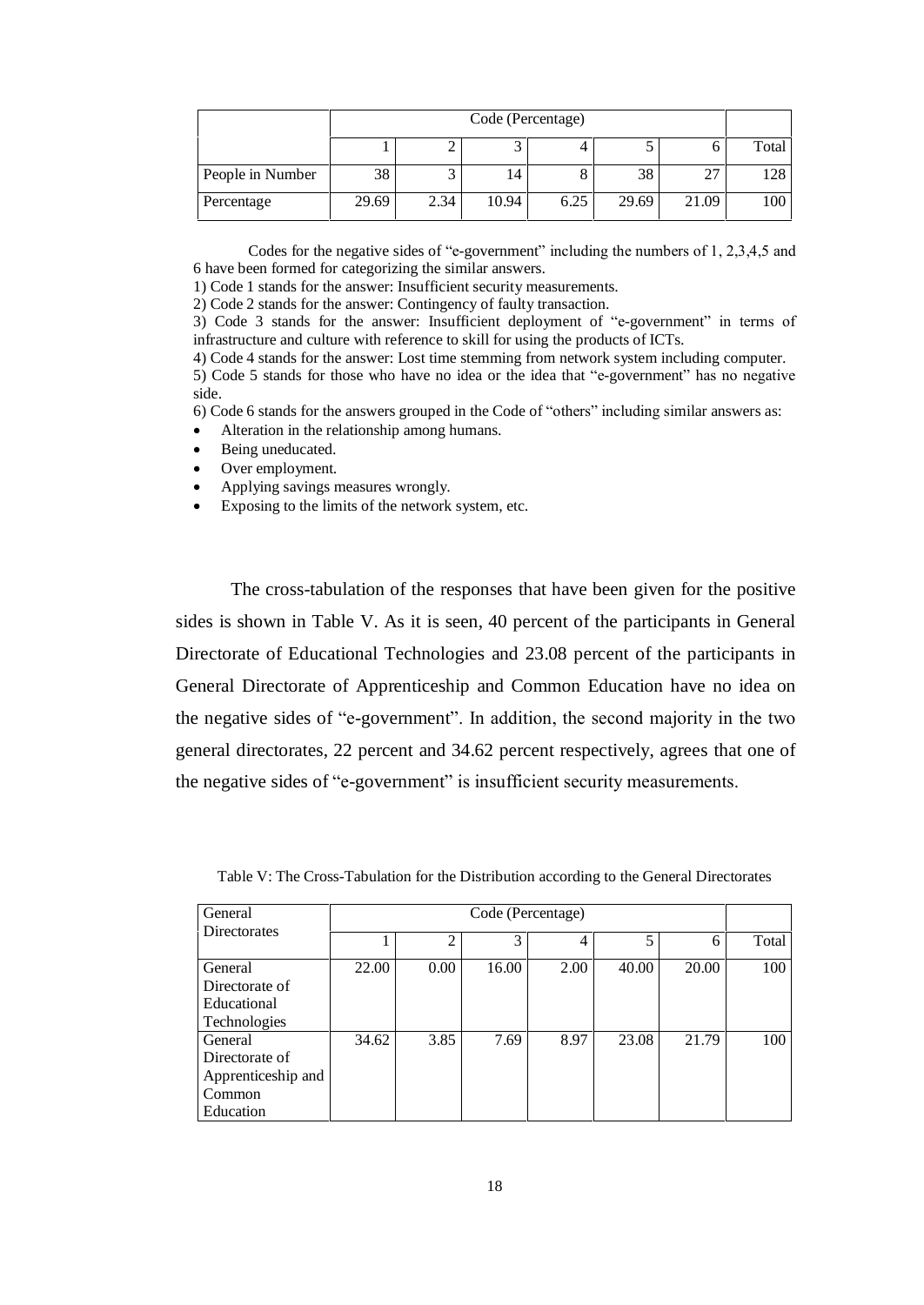| | Code (Percentage) | | | | | | |
|---|---|---|---|---|---|---|---|
| | 1 | 2 | 3 | 4 | 5 | 6 | Total |
| People in Number | 38 | 3 | 14 | 8 | 38 | 27 | 128 |
| Percentage | 29.69 | 2.34 | 10.94 | 6.25 | 29.69 | 21.09 | 100 |

Codes for the negative sides of "e-government" including the numbers of 1, 2,3,4,5 and 6 have been formed for categorizing the similar answers.

1) Code 1 stands for the answer: Insufficient security measurements.

2) Code 2 stands for the answer: Contingency of faulty transaction.

3) Code 3 stands for the answer: Insufficient deployment of "e-government" in terms of infrastructure and culture with reference to skill for using the products of ICTs.

4) Code 4 stands for the answer: Lost time stemming from network system including computer.

5) Code 5 stands for those who have no idea or the idea that "e-government" has no negative side.

6) Code 6 stands for the answers grouped in the Code of "others" including similar answers as:

- Alteration in the relationship among humans.
- Being uneducated.
- Over employment.
- Applying savings measures wrongly.
- Exposing to the limits of the network system, etc.

The cross-tabulation of the responses that have been given for the positive sides is shown in Table V. As it is seen, 40 percent of the participants in General Directorate of Educational Technologies and 23.08 percent of the participants in General Directorate of Apprenticeship and Common Education have no idea on the negative sides of "e-government". In addition, the second majority in the two general directorates, 22 percent and 34.62 percent respectively, agrees that one of the negative sides of "e-government" is insufficient security measurements.

Table V: The Cross-Tabulation for the Distribution according to the General Directorates

| General Directorates | Code (Percentage) | | | | | | |
|---|---|---|---|---|---|---|---|
| | 1 | 2 | 3 | 4 | 5 | 6 | Total |
| General Directorate of Educational Technologies | 22.00 | 0.00 | 16.00 | 2.00 | 40.00 | 20.00 | 100 |
| General Directorate of Apprenticeship and Common Education | 34.62 | 3.85 | 7.69 | 8.97 | 23.08 | 21.79 | 100 |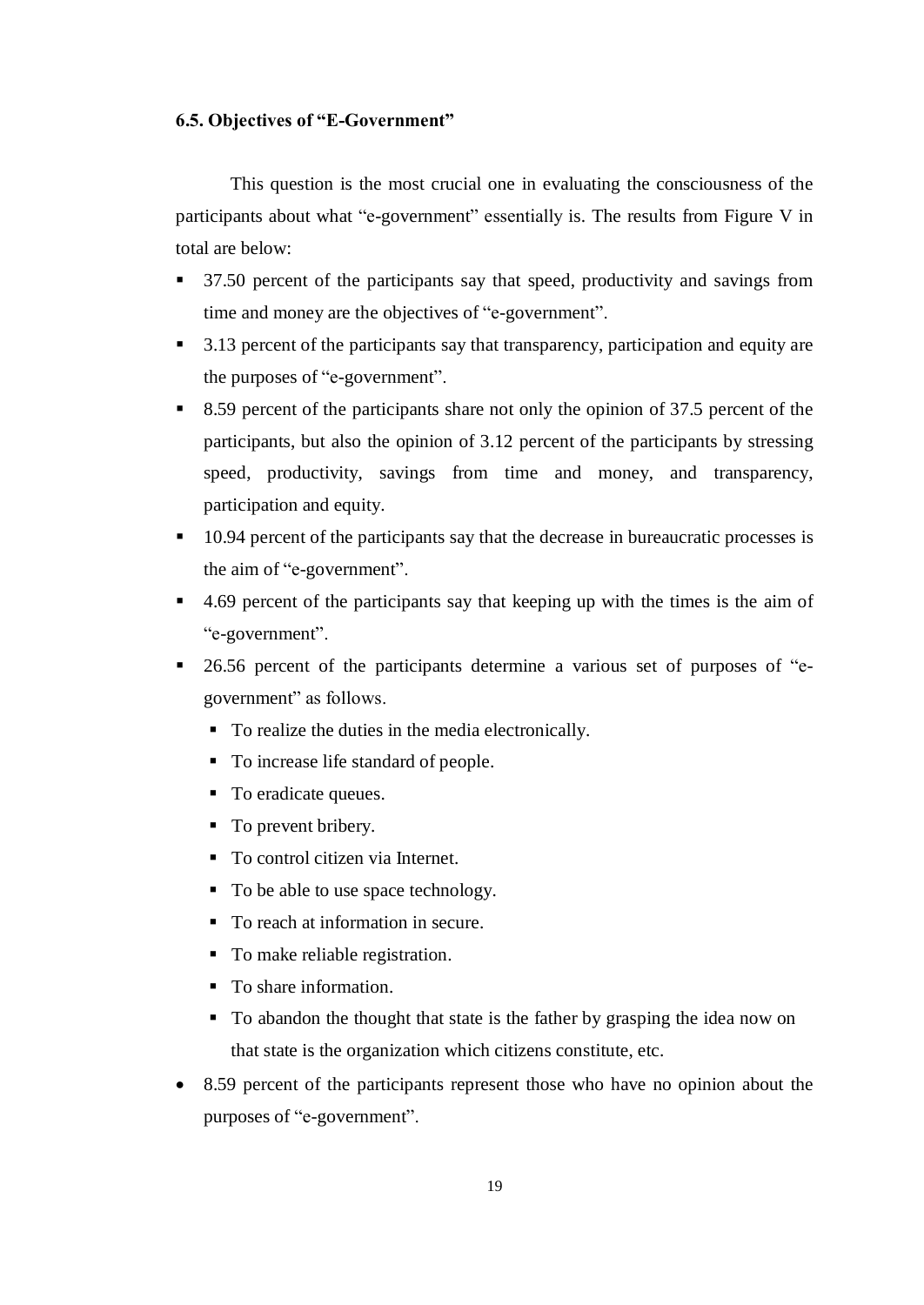### 6.5. Objectives of "E-Government"

This question is the most crucial one in evaluating the consciousness of the participants about what "e-government" essentially is. The results from Figure V in total are below:

- 37.50 percent of the participants say that speed, productivity and savings from time and money are the objectives of "e-government".
- 3.13 percent of the participants say that transparency, participation and equity are the purposes of "e-government".
- 8.59 percent of the participants share not only the opinion of 37.5 percent of the participants, but also the opinion of 3.12 percent of the participants by stressing speed, productivity, savings from time and money, and transparency, participation and equity.
- 10.94 percent of the participants say that the decrease in bureaucratic processes is the aim of "e-government".
- 4.69 percent of the participants say that keeping up with the times is the aim of "e-government".
- 26.56 percent of the participants determine a various set of purposes of "e-government" as follows.
  - To realize the duties in the media electronically.
  - To increase life standard of people.
  - To eradicate queues.
  - To prevent bribery.
  - To control citizen via Internet.
  - To be able to use space technology.
  - To reach at information in secure.
  - To make reliable registration.
  - To share information.
  - To abandon the thought that state is the father by grasping the idea now on that state is the organization which citizens constitute, etc.
- 8.59 percent of the participants represent those who have no opinion about the purposes of "e-government".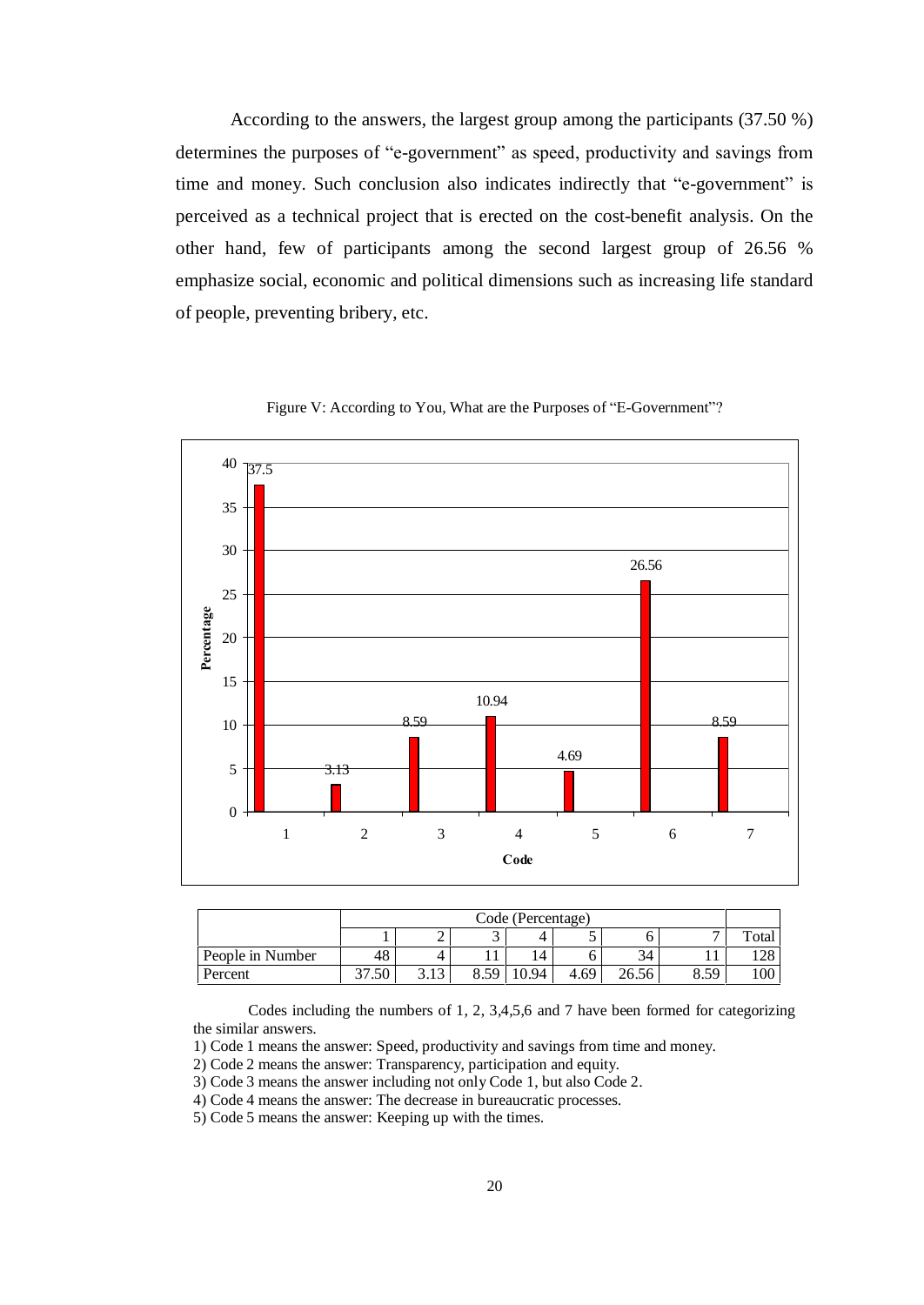According to the answers, the largest group among the participants (37.50 %) determines the purposes of "e-government" as speed, productivity and savings from time and money. Such conclusion also indicates indirectly that "e-government" is perceived as a technical project that is erected on the cost-benefit analysis. On the other hand, few of participants among the second largest group of 26.56 % emphasize social, economic and political dimensions such as increasing life standard of people, preventing bribery, etc.

Figure V: According to You, What are the Purposes of "E-Government"?

| | Code (Percentage) | | | | | | | |
|---|---|---|---|---|---|---|---|---|
| | 1 | 2 | 3 | 4 | 5 | 6 | 7 | Total |
| People in Number | 48 | 4 | 11 | 14 | 6 | 34 | 11 | 128 |
| Percent | 37.50 | 3.13 | 8.59 | 10.94 | 4.69 | 26.56 | 8.59 | 100 |

Codes including the numbers of 1, 2, 3,4,5,6 and 7 have been formed for categorizing the similar answers.

1) Code 1 means the answer: Speed, productivity and savings from time and money.
2) Code 2 means the answer: Transparency, participation and equity.
3) Code 3 means the answer including not only Code 1, but also Code 2.
4) Code 4 means the answer: The decrease in bureaucratic processes.
5) Code 5 means the answer: Keeping up with the times.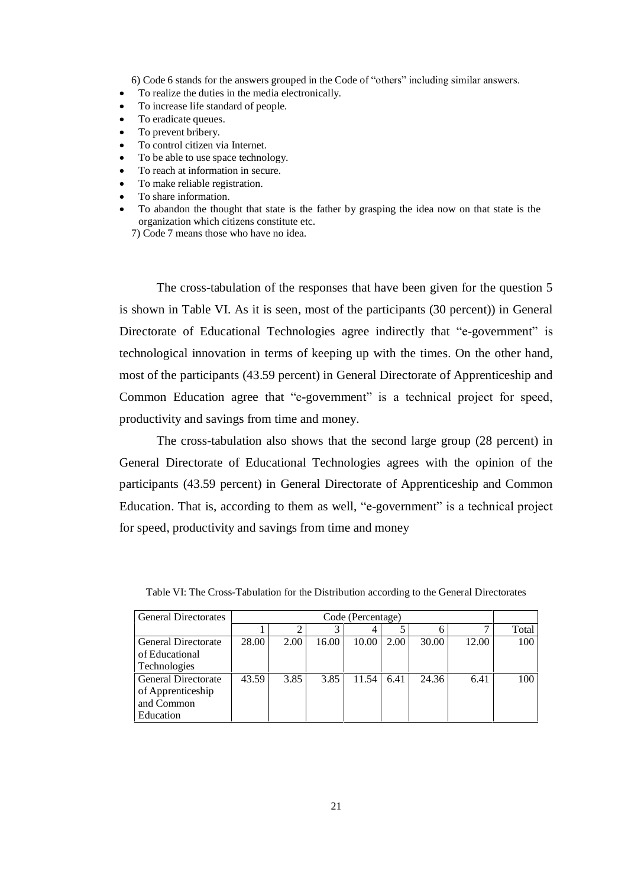6) Code 6 stands for the answers grouped in the Code of "others" including similar answers.

- To realize the duties in the media electronically.
- To increase life standard of people.
- To eradicate queues.
- To prevent bribery.
- To control citizen via Internet.
- To be able to use space technology.
- To reach at information in secure.
- To make reliable registration.
- To share information.
- To abandon the thought that state is the father by grasping the idea now on that state is the organization which citizens constitute etc.

7) Code 7 means those who have no idea.

The cross-tabulation of the responses that have been given for the question 5 is shown in Table VI. As it is seen, most of the participants (30 percent)) in General Directorate of Educational Technologies agree indirectly that "e-government" is technological innovation in terms of keeping up with the times. On the other hand, most of the participants (43.59 percent) in General Directorate of Apprenticeship and Common Education agree that "e-government" is a technical project for speed, productivity and savings from time and money.

The cross-tabulation also shows that the second large group (28 percent) in General Directorate of Educational Technologies agrees with the opinion of the participants (43.59 percent) in General Directorate of Apprenticeship and Common Education. That is, according to them as well, "e-government" is a technical project for speed, productivity and savings from time and money

Table VI: The Cross-Tabulation for the Distribution according to the General Directorates

| General Directorates | Code (Percentage) | | | | | | | |
|---|---|---|---|---|---|---|---|---|
| | 1 | 2 | 3 | 4 | 5 | 6 | 7 | Total |
| General Directorate of Educational Technologies | 28.00 | 2.00 | 16.00 | 10.00 | 2.00 | 30.00 | 12.00 | 100 |
| General Directorate of Apprenticeship and Common Education | 43.59 | 3.85 | 3.85 | 11.54 | 6.41 | 24.36 | 6.41 | 100 |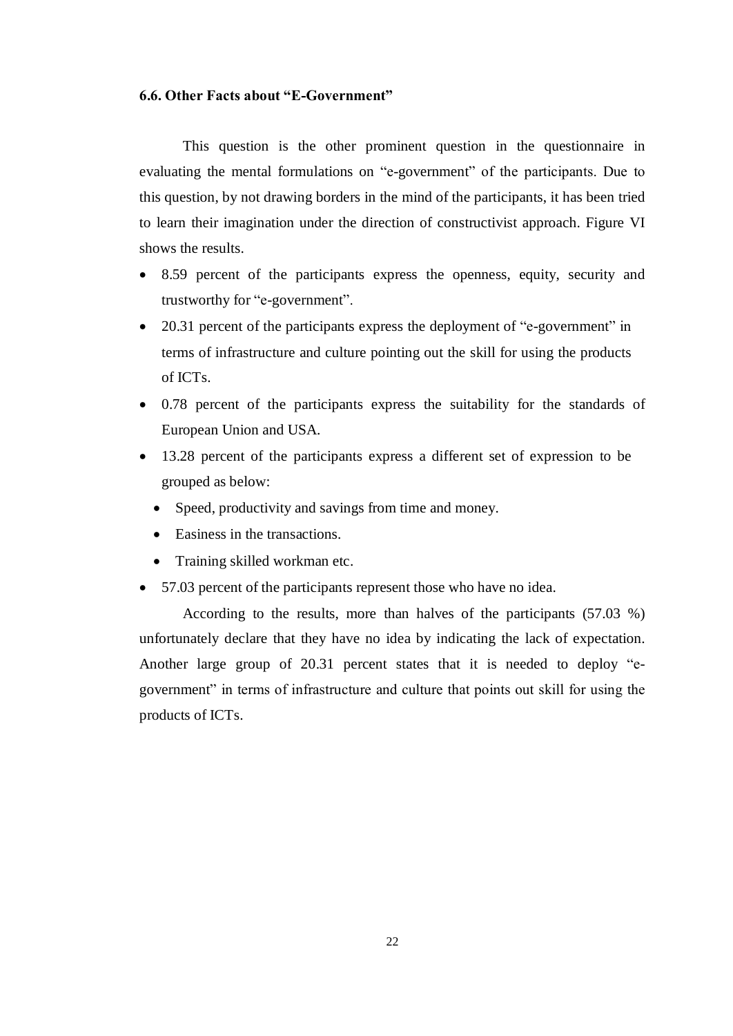### 6.6. Other Facts about "E-Government"

This question is the other prominent question in the questionnaire in evaluating the mental formulations on "e-government" of the participants. Due to this question, by not drawing borders in the mind of the participants, it has been tried to learn their imagination under the direction of constructivist approach. Figure VI shows the results.

- 8.59 percent of the participants express the openness, equity, security and trustworthy for "e-government".
- 20.31 percent of the participants express the deployment of "e-government" in terms of infrastructure and culture pointing out the skill for using the products of ICTs.
- 0.78 percent of the participants express the suitability for the standards of European Union and USA.
- 13.28 percent of the participants express a different set of expression to be grouped as below:
  - Speed, productivity and savings from time and money.
  - Easiness in the transactions.
  - Training skilled workman etc.
- 57.03 percent of the participants represent those who have no idea.

According to the results, more than halves of the participants (57.03 %) unfortunately declare that they have no idea by indicating the lack of expectation. Another large group of 20.31 percent states that it is needed to deploy "e-government" in terms of infrastructure and culture that points out skill for using the products of ICTs.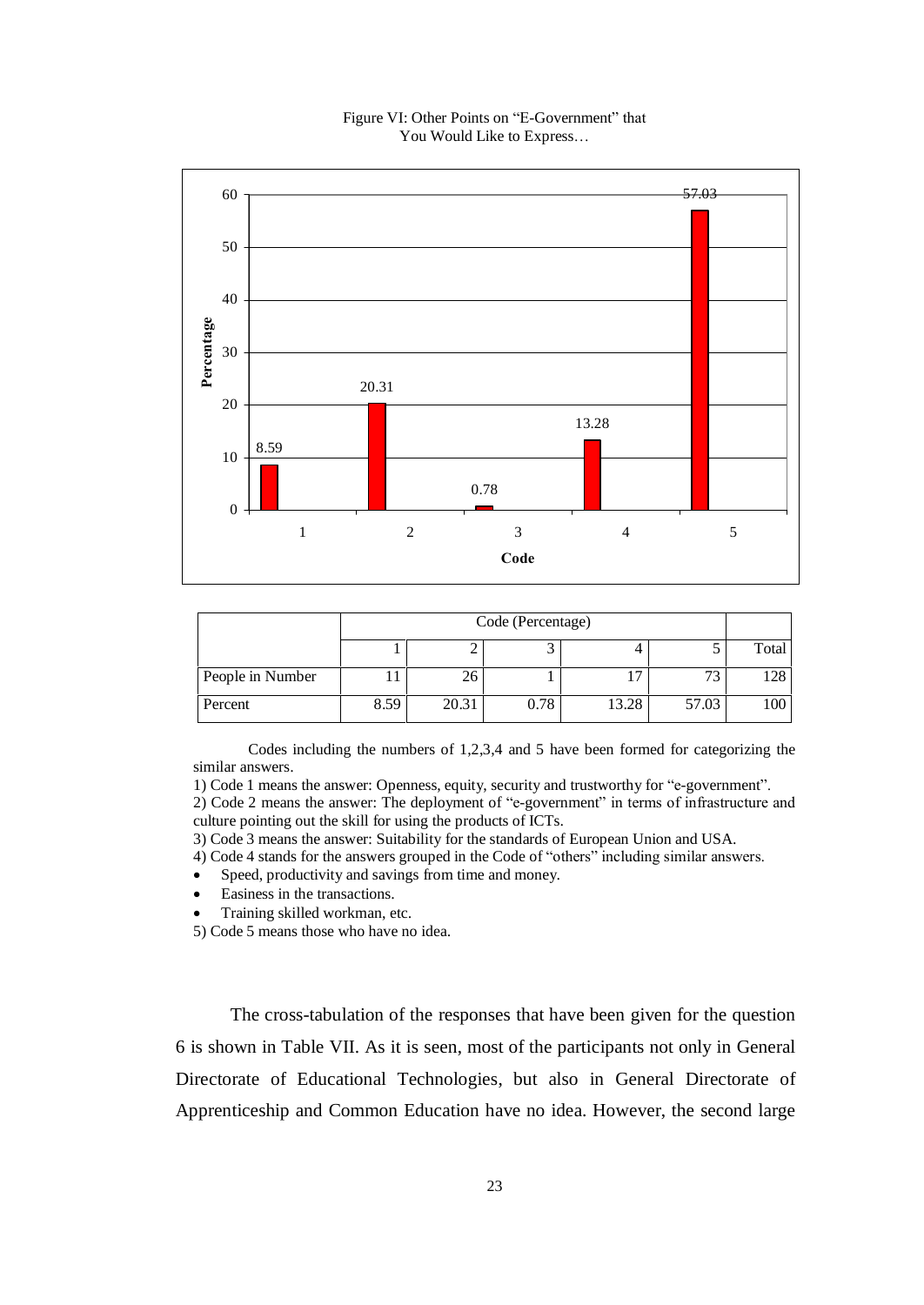Figure VI: Other Points on "E-Government" that You Would Like to Express…

| | Code (Percentage) | | | | | |
|---|---|---|---|---|---|---|
| | 1 | 2 | 3 | 4 | 5 | Total |
| People in Number | 11 | 26 | 1 | 17 | 73 | 128 |
| Percent | 8.59 | 20.31 | 0.78 | 13.28 | 57.03 | 100 |

Codes including the numbers of 1,2,3,4 and 5 have been formed for categorizing the similar answers.

1) Code 1 means the answer: Openness, equity, security and trustworthy for "e-government".

2) Code 2 means the answer: The deployment of "e-government" in terms of infrastructure and culture pointing out the skill for using the products of ICTs.

3) Code 3 means the answer: Suitability for the standards of European Union and USA.

4) Code 4 stands for the answers grouped in the Code of "others" including similar answers.

- Speed, productivity and savings from time and money.
- Easiness in the transactions.
- Training skilled workman, etc.

5) Code 5 means those who have no idea.

The cross-tabulation of the responses that have been given for the question 6 is shown in Table VII. As it is seen, most of the participants not only in General Directorate of Educational Technologies, but also in General Directorate of Apprenticeship and Common Education have no idea. However, the second large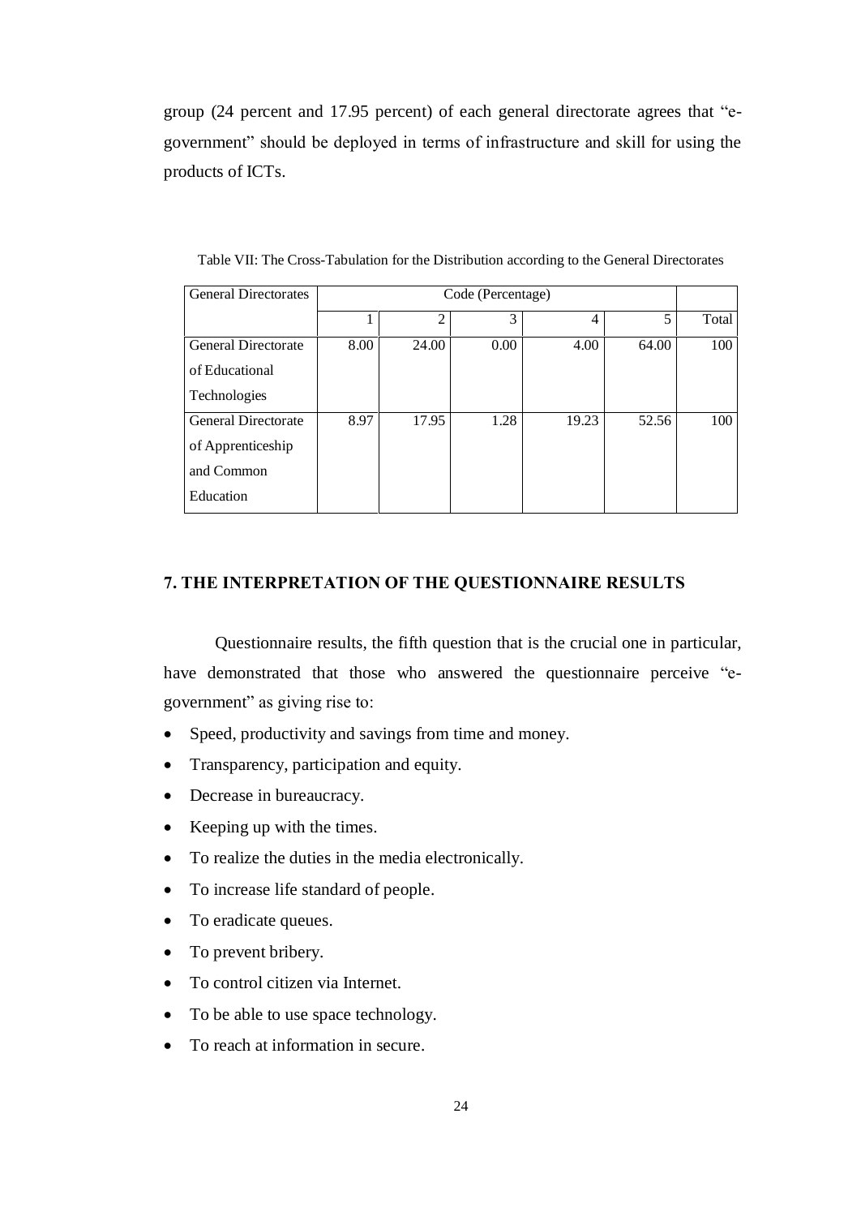group (24 percent and 17.95 percent) of each general directorate agrees that "e-government" should be deployed in terms of infrastructure and skill for using the products of ICTs.

Table VII: The Cross-Tabulation for the Distribution according to the General Directorates

| General Directorates | Code (Percentage) | | | | | |
|---|---|---|---|---|---|---|
| | 1 | 2 | 3 | 4 | 5 | Total |
| General Directorate of Educational Technologies | 8.00 | 24.00 | 0.00 | 4.00 | 64.00 | 100 |
| General Directorate of Apprenticeship and Common Education | 8.97 | 17.95 | 1.28 | 19.23 | 52.56 | 100 |

## 7. THE INTERPRETATION OF THE QUESTIONNAIRE RESULTS

Questionnaire results, the fifth question that is the crucial one in particular, have demonstrated that those who answered the questionnaire perceive "e-government" as giving rise to:

- Speed, productivity and savings from time and money.
- Transparency, participation and equity.
- Decrease in bureaucracy.
- Keeping up with the times.
- To realize the duties in the media electronically.
- To increase life standard of people.
- To eradicate queues.
- To prevent bribery.
- To control citizen via Internet.
- To be able to use space technology.
- To reach at information in secure.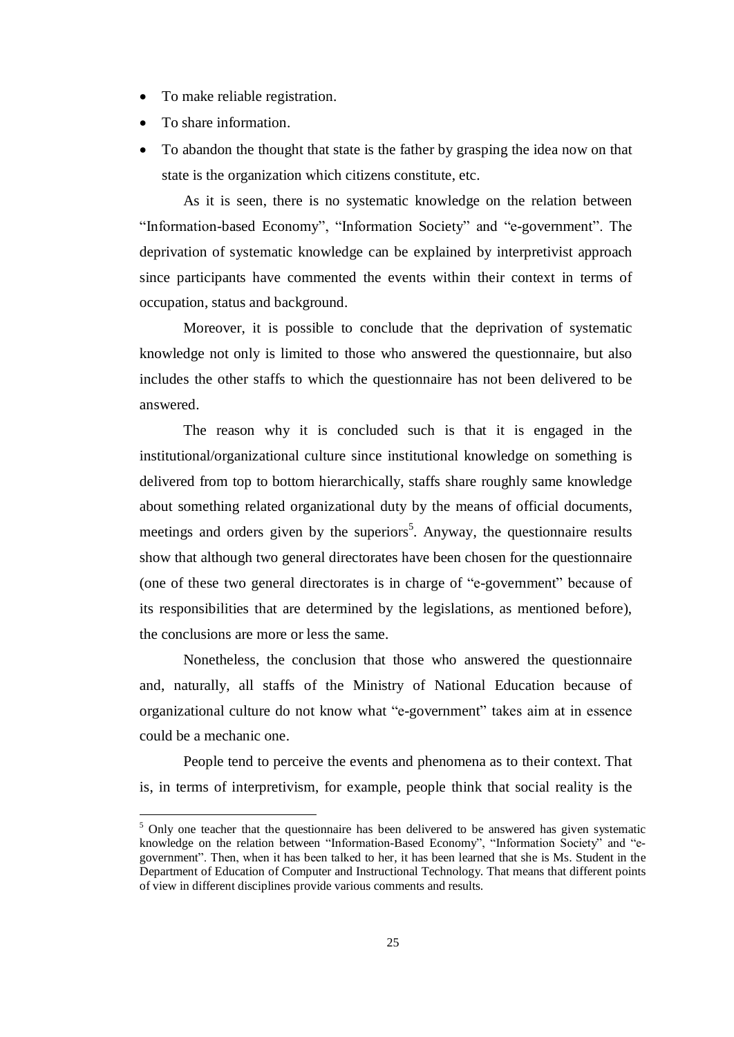- To make reliable registration.
- To share information.
- To abandon the thought that state is the father by grasping the idea now on that state is the organization which citizens constitute, etc.

As it is seen, there is no systematic knowledge on the relation between "Information-based Economy", "Information Society" and "e-government". The deprivation of systematic knowledge can be explained by interpretivist approach since participants have commented the events within their context in terms of occupation, status and background.

Moreover, it is possible to conclude that the deprivation of systematic knowledge not only is limited to those who answered the questionnaire, but also includes the other staffs to which the questionnaire has not been delivered to be answered.

The reason why it is concluded such is that it is engaged in the institutional/organizational culture since institutional knowledge on something is delivered from top to bottom hierarchically, staffs share roughly same knowledge about something related organizational duty by the means of official documents, meetings and orders given by the superiors[5]. Anyway, the questionnaire results show that although two general directorates have been chosen for the questionnaire (one of these two general directorates is in charge of "e-government" because of its responsibilities that are determined by the legislations, as mentioned before), the conclusions are more or less the same.

Nonetheless, the conclusion that those who answered the questionnaire and, naturally, all staffs of the Ministry of National Education because of organizational culture do not know what "e-government" takes aim at in essence could be a mechanic one.

People tend to perceive the events and phenomena as to their context. That is, in terms of interpretivism, for example, people think that social reality is the

---

[5] Only one teacher that the questionnaire has been delivered to be answered has given systematic knowledge on the relation between "Information-Based Economy", "Information Society" and "e-government". Then, when it has been talked to her, it has been learned that she is Ms. Student in the Department of Education of Computer and Instructional Technology. That means that different points of view in different disciplines provide various comments and results.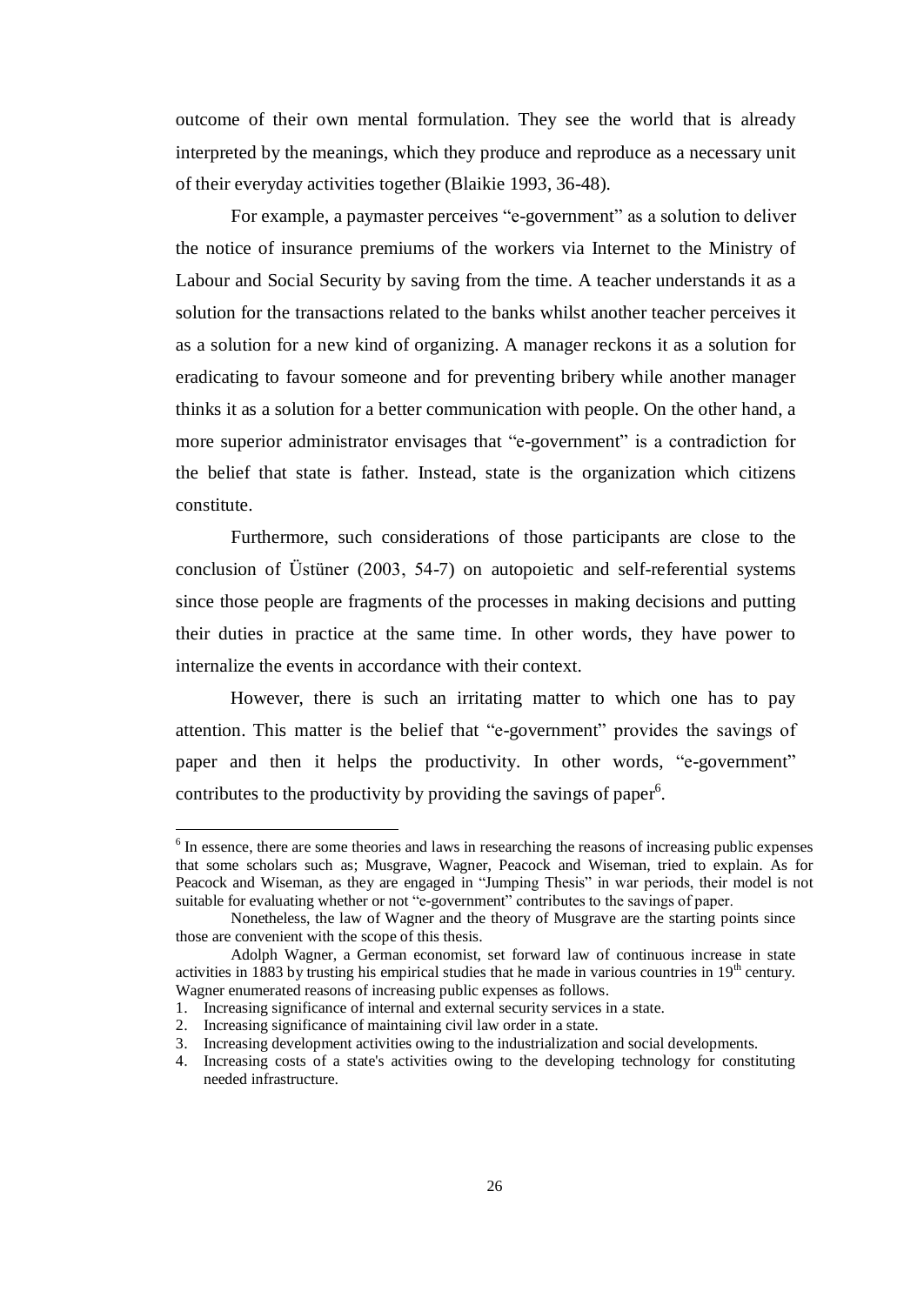outcome of their own mental formulation. They see the world that is already interpreted by the meanings, which they produce and reproduce as a necessary unit of their everyday activities together (Blaikie 1993, 36-48).

For example, a paymaster perceives "e-government" as a solution to deliver the notice of insurance premiums of the workers via Internet to the Ministry of Labour and Social Security by saving from the time. A teacher understands it as a solution for the transactions related to the banks whilst another teacher perceives it as a solution for a new kind of organizing. A manager reckons it as a solution for eradicating to favour someone and for preventing bribery while another manager thinks it as a solution for a better communication with people. On the other hand, a more superior administrator envisages that "e-government" is a contradiction for the belief that state is father. Instead, state is the organization which citizens constitute.

Furthermore, such considerations of those participants are close to the conclusion of Üstüner (2003, 54-7) on autopoietic and self-referential systems since those people are fragments of the processes in making decisions and putting their duties in practice at the same time. In other words, they have power to internalize the events in accordance with their context.

However, there is such an irritating matter to which one has to pay attention. This matter is the belief that "e-government" provides the savings of paper and then it helps the productivity. In other words, "e-government" contributes to the productivity by providing the savings of paper[6].

---

[6] In essence, there are some theories and laws in researching the reasons of increasing public expenses that some scholars such as; Musgrave, Wagner, Peacock and Wiseman, tried to explain. As for Peacock and Wiseman, as they are engaged in "Jumping Thesis" in war periods, their model is not suitable for evaluating whether or not "e-government" contributes to the savings of paper.

Nonetheless, the law of Wagner and the theory of Musgrave are the starting points since those are convenient with the scope of this thesis.

Adolph Wagner, a German economist, set forward law of continuous increase in state activities in 1883 by trusting his empirical studies that he made in various countries in 19th century. Wagner enumerated reasons of increasing public expenses as follows.

1. Increasing significance of internal and external security services in a state.
2. Increasing significance of maintaining civil law order in a state.
3. Increasing development activities owing to the industrialization and social developments.
4. Increasing costs of a state's activities owing to the developing technology for constituting needed infrastructure.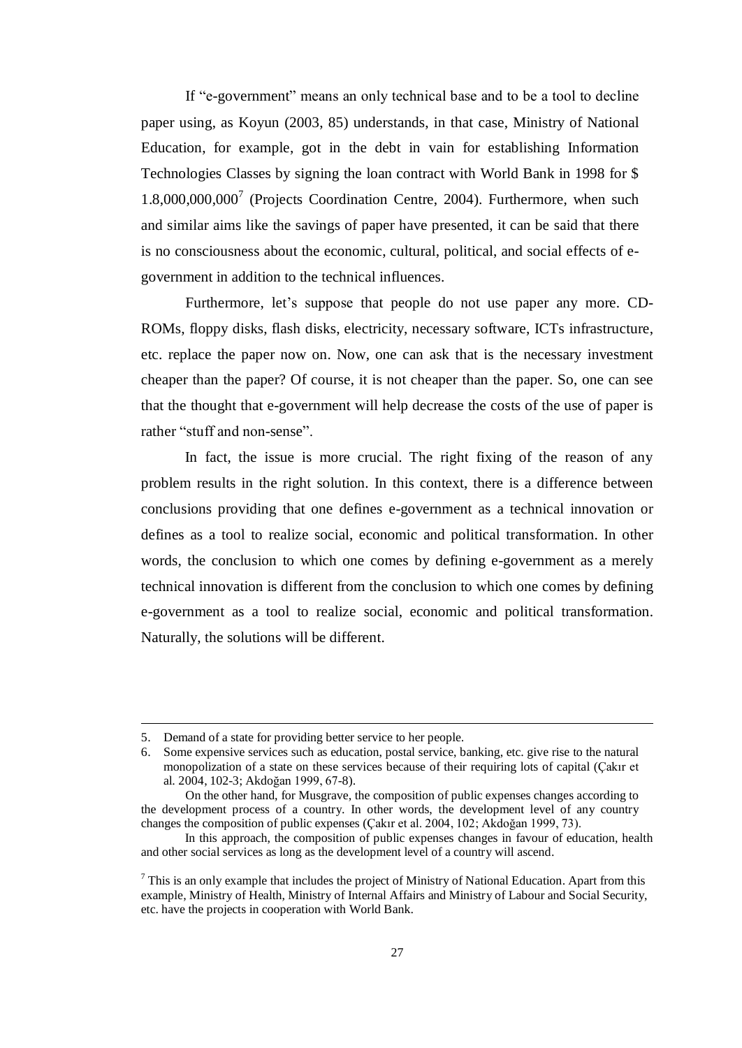If "e-government" means an only technical base and to be a tool to decline paper using, as Koyun (2003, 85) understands, in that case, Ministry of National Education, for example, got in the debt in vain for establishing Information Technologies Classes by signing the loan contract with World Bank in 1998 for $ 1.8,000,000,000[7] (Projects Coordination Centre, 2004). Furthermore, when such and similar aims like the savings of paper have presented, it can be said that there is no consciousness about the economic, cultural, political, and social effects of e-government in addition to the technical influences.

Furthermore, let's suppose that people do not use paper any more. CD-ROMs, floppy disks, flash disks, electricity, necessary software, ICTs infrastructure, etc. replace the paper now on. Now, one can ask that is the necessary investment cheaper than the paper? Of course, it is not cheaper than the paper. So, one can see that the thought that e-government will help decrease the costs of the use of paper is rather "stuff and non-sense".

In fact, the issue is more crucial. The right fixing of the reason of any problem results in the right solution. In this context, there is a difference between conclusions providing that one defines e-government as a technical innovation or defines as a tool to realize social, economic and political transformation. In other words, the conclusion to which one comes by defining e-government as a merely technical innovation is different from the conclusion to which one comes by defining e-government as a tool to realize social, economic and political transformation. Naturally, the solutions will be different.

---

5. Demand of a state for providing better service to her people.
6. Some expensive services such as education, postal service, banking, etc. give rise to the natural monopolization of a state on these services because of their requiring lots of capital (Çakır et al. 2004, 102-3; Akdoğan 1999, 67-8).

   On the other hand, for Musgrave, the composition of public expenses changes according to the development process of a country. In other words, the development level of any country changes the composition of public expenses (Çakır et al. 2004, 102; Akdoğan 1999, 73).

   In this approach, the composition of public expenses changes in favour of education, health and other social services as long as the development level of a country will ascend.

[7] This is an only example that includes the project of Ministry of National Education. Apart from this example, Ministry of Health, Ministry of Internal Affairs and Ministry of Labour and Social Security, etc. have the projects in cooperation with World Bank.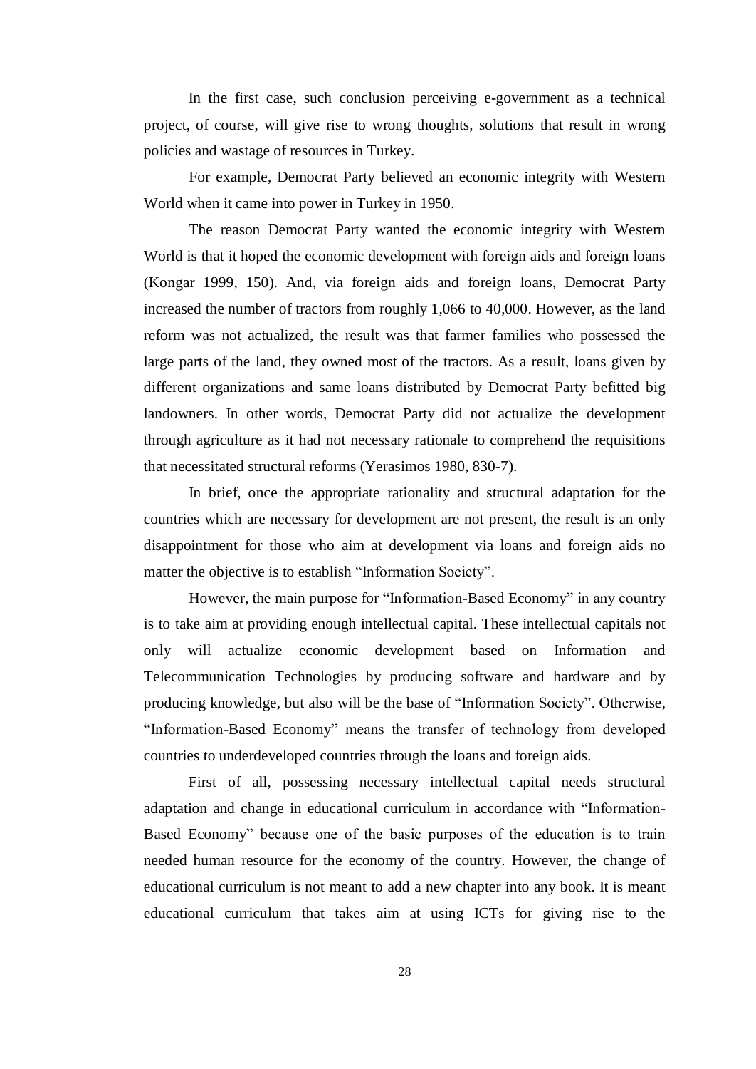In the first case, such conclusion perceiving e-government as a technical project, of course, will give rise to wrong thoughts, solutions that result in wrong policies and wastage of resources in Turkey.

For example, Democrat Party believed an economic integrity with Western World when it came into power in Turkey in 1950.

The reason Democrat Party wanted the economic integrity with Western World is that it hoped the economic development with foreign aids and foreign loans (Kongar 1999, 150). And, via foreign aids and foreign loans, Democrat Party increased the number of tractors from roughly 1,066 to 40,000. However, as the land reform was not actualized, the result was that farmer families who possessed the large parts of the land, they owned most of the tractors. As a result, loans given by different organizations and same loans distributed by Democrat Party befitted big landowners. In other words, Democrat Party did not actualize the development through agriculture as it had not necessary rationale to comprehend the requisitions that necessitated structural reforms (Yerasimos 1980, 830-7).

In brief, once the appropriate rationality and structural adaptation for the countries which are necessary for development are not present, the result is an only disappointment for those who aim at development via loans and foreign aids no matter the objective is to establish "Information Society".

However, the main purpose for "Information-Based Economy" in any country is to take aim at providing enough intellectual capital. These intellectual capitals not only will actualize economic development based on Information and Telecommunication Technologies by producing software and hardware and by producing knowledge, but also will be the base of "Information Society". Otherwise, "Information-Based Economy" means the transfer of technology from developed countries to underdeveloped countries through the loans and foreign aids.

First of all, possessing necessary intellectual capital needs structural adaptation and change in educational curriculum in accordance with "Information-Based Economy" because one of the basic purposes of the education is to train needed human resource for the economy of the country. However, the change of educational curriculum is not meant to add a new chapter into any book. It is meant educational curriculum that takes aim at using ICTs for giving rise to the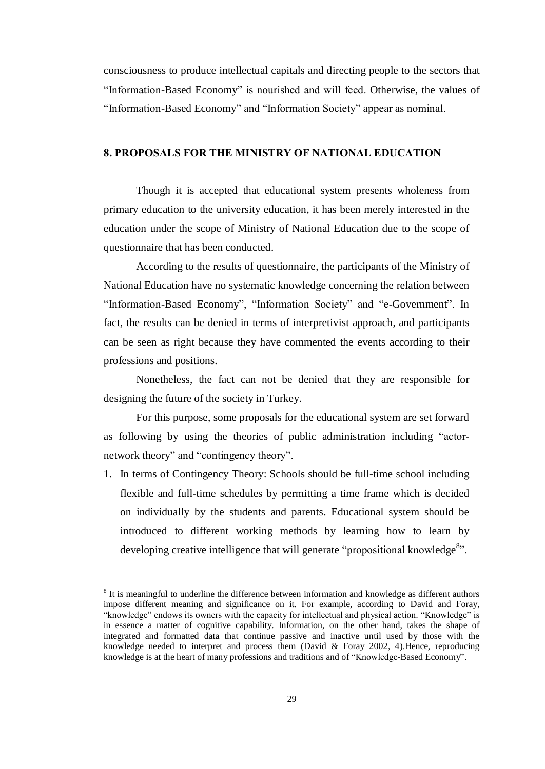consciousness to produce intellectual capitals and directing people to the sectors that "Information-Based Economy" is nourished and will feed. Otherwise, the values of "Information-Based Economy" and "Information Society" appear as nominal.

## 8. PROPOSALS FOR THE MINISTRY OF NATIONAL EDUCATION

Though it is accepted that educational system presents wholeness from primary education to the university education, it has been merely interested in the education under the scope of Ministry of National Education due to the scope of questionnaire that has been conducted.

According to the results of questionnaire, the participants of the Ministry of National Education have no systematic knowledge concerning the relation between "Information-Based Economy", "Information Society" and "e-Government". In fact, the results can be denied in terms of interpretivist approach, and participants can be seen as right because they have commented the events according to their professions and positions.

Nonetheless, the fact can not be denied that they are responsible for designing the future of the society in Turkey.

For this purpose, some proposals for the educational system are set forward as following by using the theories of public administration including "actor-network theory" and "contingency theory".

1. In terms of Contingency Theory: Schools should be full-time school including flexible and full-time schedules by permitting a time frame which is decided on individually by the students and parents. Educational system should be introduced to different working methods by learning how to learn by developing creative intelligence that will generate "propositional knowledge[8]".

---

[8] It is meaningful to underline the difference between information and knowledge as different authors impose different meaning and significance on it. For example, according to David and Foray, "knowledge" endows its owners with the capacity for intellectual and physical action. "Knowledge" is in essence a matter of cognitive capability. Information, on the other hand, takes the shape of integrated and formatted data that continue passive and inactive until used by those with the knowledge needed to interpret and process them (David & Foray 2002, 4).Hence, reproducing knowledge is at the heart of many professions and traditions and of "Knowledge-Based Economy".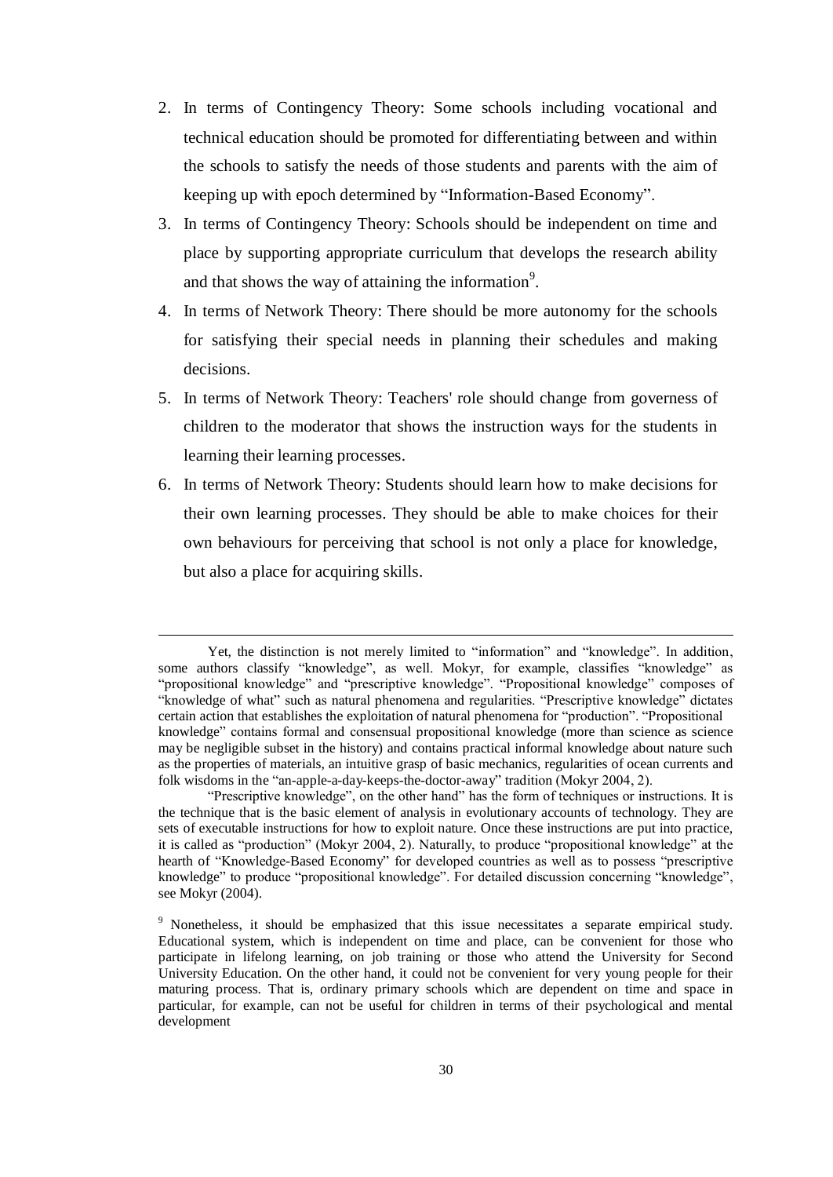2. In terms of Contingency Theory: Some schools including vocational and technical education should be promoted for differentiating between and within the schools to satisfy the needs of those students and parents with the aim of keeping up with epoch determined by "Information-Based Economy".
3. In terms of Contingency Theory: Schools should be independent on time and place by supporting appropriate curriculum that develops the research ability and that shows the way of attaining the information[9].
4. In terms of Network Theory: There should be more autonomy for the schools for satisfying their special needs in planning their schedules and making decisions.
5. In terms of Network Theory: Teachers' role should change from governess of children to the moderator that shows the instruction ways for the students in learning their learning processes.
6. In terms of Network Theory: Students should learn how to make decisions for their own learning processes. They should be able to make choices for their own behaviours for perceiving that school is not only a place for knowledge, but also a place for acquiring skills.

---

Yet, the distinction is not merely limited to "information" and "knowledge". In addition, some authors classify "knowledge", as well. Mokyr, for example, classifies "knowledge" as "propositional knowledge" and "prescriptive knowledge". "Propositional knowledge" composes of "knowledge of what" such as natural phenomena and regularities. "Prescriptive knowledge" dictates certain action that establishes the exploitation of natural phenomena for "production". "Propositional knowledge" contains formal and consensual propositional knowledge (more than science as science may be negligible subset in the history) and contains practical informal knowledge about nature such as the properties of materials, an intuitive grasp of basic mechanics, regularities of ocean currents and folk wisdoms in the "an-apple-a-day-keeps-the-doctor-away" tradition (Mokyr 2004, 2).

"Prescriptive knowledge", on the other hand" has the form of techniques or instructions. It is the technique that is the basic element of analysis in evolutionary accounts of technology. They are sets of executable instructions for how to exploit nature. Once these instructions are put into practice, it is called as "production" (Mokyr 2004, 2). Naturally, to produce "propositional knowledge" at the hearth of "Knowledge-Based Economy" for developed countries as well as to possess "prescriptive knowledge" to produce "propositional knowledge". For detailed discussion concerning "knowledge", see Mokyr (2004).

[9] Nonetheless, it should be emphasized that this issue necessitates a separate empirical study. Educational system, which is independent on time and place, can be convenient for those who participate in lifelong learning, on job training or those who attend the University for Second University Education. On the other hand, it could not be convenient for very young people for their maturing process. That is, ordinary primary schools which are dependent on time and space in particular, for example, can not be useful for children in terms of their psychological and mental development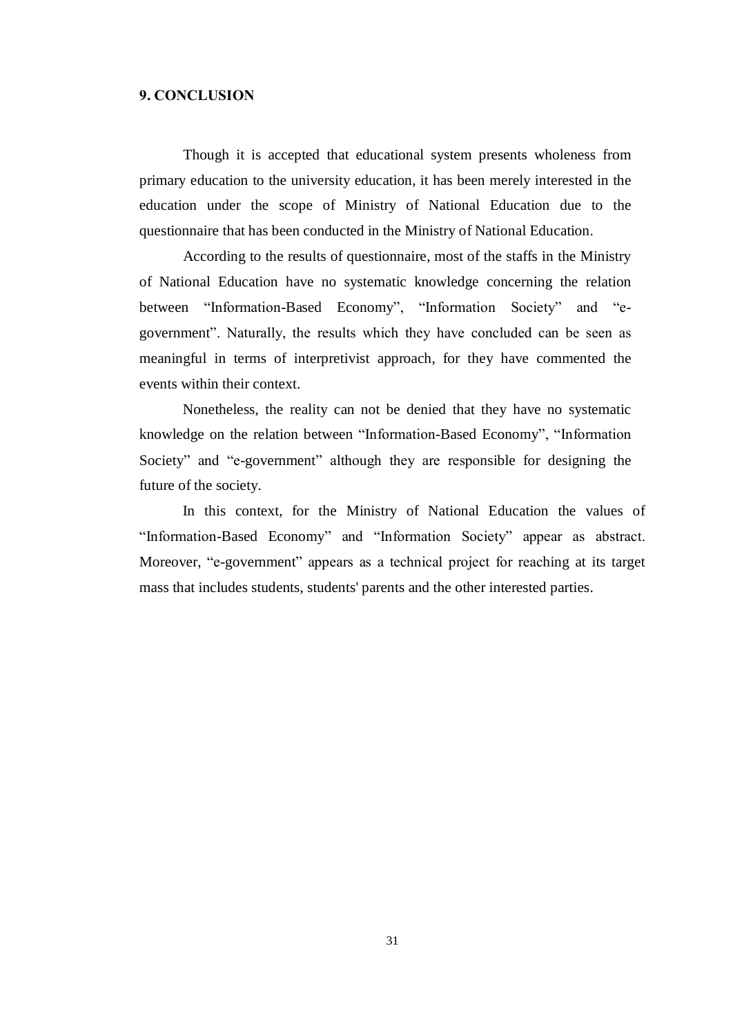## 9. CONCLUSION

Though it is accepted that educational system presents wholeness from primary education to the university education, it has been merely interested in the education under the scope of Ministry of National Education due to the questionnaire that has been conducted in the Ministry of National Education.

According to the results of questionnaire, most of the staffs in the Ministry of National Education have no systematic knowledge concerning the relation between "Information-Based Economy", "Information Society" and "e-government". Naturally, the results which they have concluded can be seen as meaningful in terms of interpretivist approach, for they have commented the events within their context.

Nonetheless, the reality can not be denied that they have no systematic knowledge on the relation between "Information-Based Economy", "Information Society" and "e-government" although they are responsible for designing the future of the society.

In this context, for the Ministry of National Education the values of "Information-Based Economy" and "Information Society" appear as abstract. Moreover, "e-government" appears as a technical project for reaching at its target mass that includes students, students' parents and the other interested parties.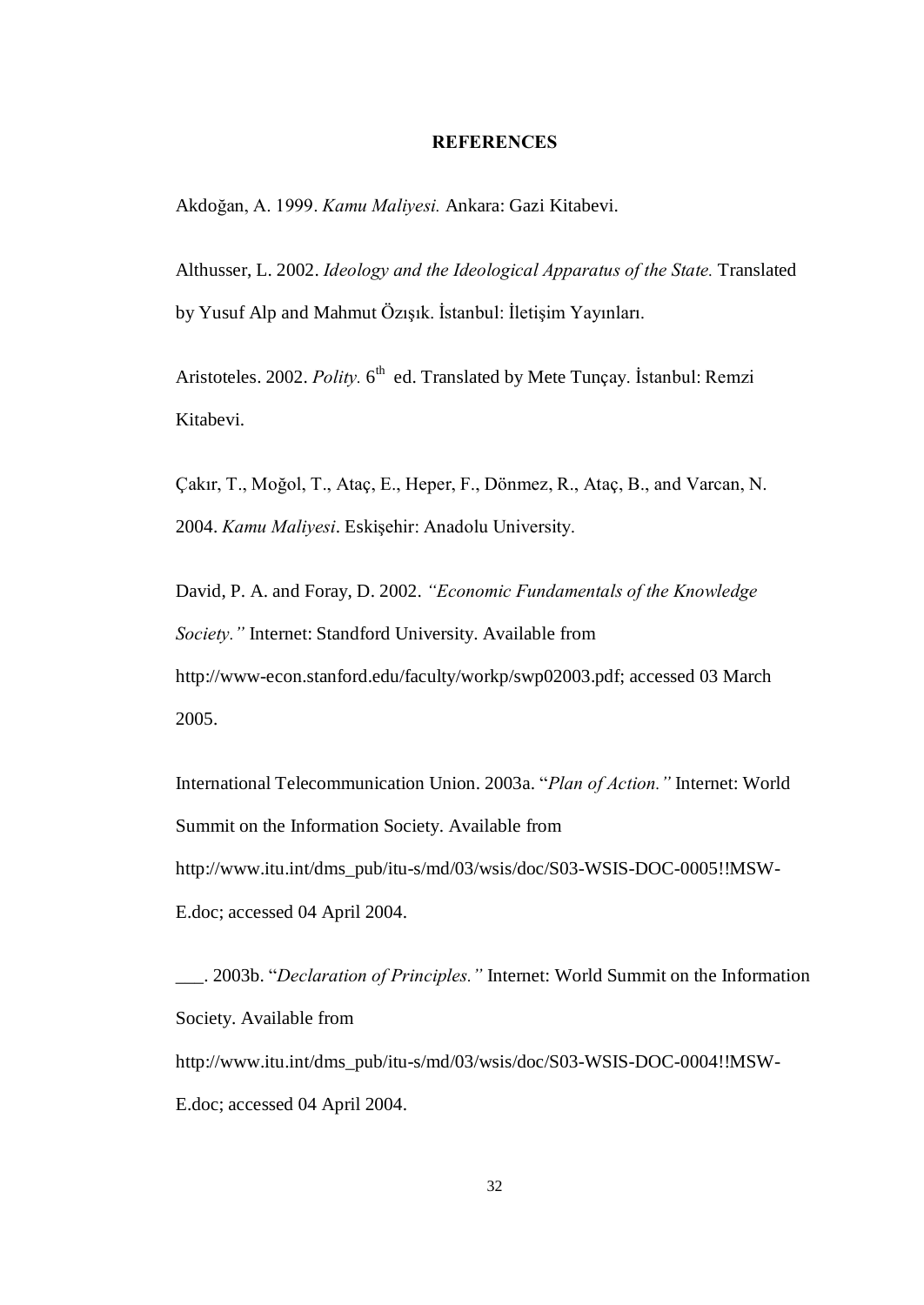# REFERENCES

Akdoğan, A. 1999. *Kamu Maliyesi.* Ankara: Gazi Kitabevi.

Althusser, L. 2002. *Ideology and the Ideological Apparatus of the State.* Translated by Yusuf Alp and Mahmut Özışık. İstanbul: İletişim Yayınları.

Aristoteles. 2002. *Polity.* 6th ed. Translated by Mete Tunçay. İstanbul: Remzi Kitabevi.

Çakır, T., Moğol, T., Ataç, E., Heper, F., Dönmez, R., Ataç, B., and Varcan, N. 2004. *Kamu Maliyesi*. Eskişehir: Anadolu University.

David, P. A. and Foray, D. 2002. *"Economic Fundamentals of the Knowledge Society."* Internet: Standford University. Available from http://www-econ.stanford.edu/faculty/workp/swp02003.pdf; accessed 03 March 2005.

International Telecommunication Union. 2003a. "*Plan of Action."* Internet: World Summit on the Information Society. Available from http://www.itu.int/dms_pub/itu-s/md/03/wsis/doc/S03-WSIS-DOC-0005!!MSW-E.doc; accessed 04 April 2004.

___. 2003b. "*Declaration of Principles."* Internet: World Summit on the Information Society. Available from http://www.itu.int/dms_pub/itu-s/md/03/wsis/doc/S03-WSIS-DOC-0004!!MSW-E.doc; accessed 04 April 2004.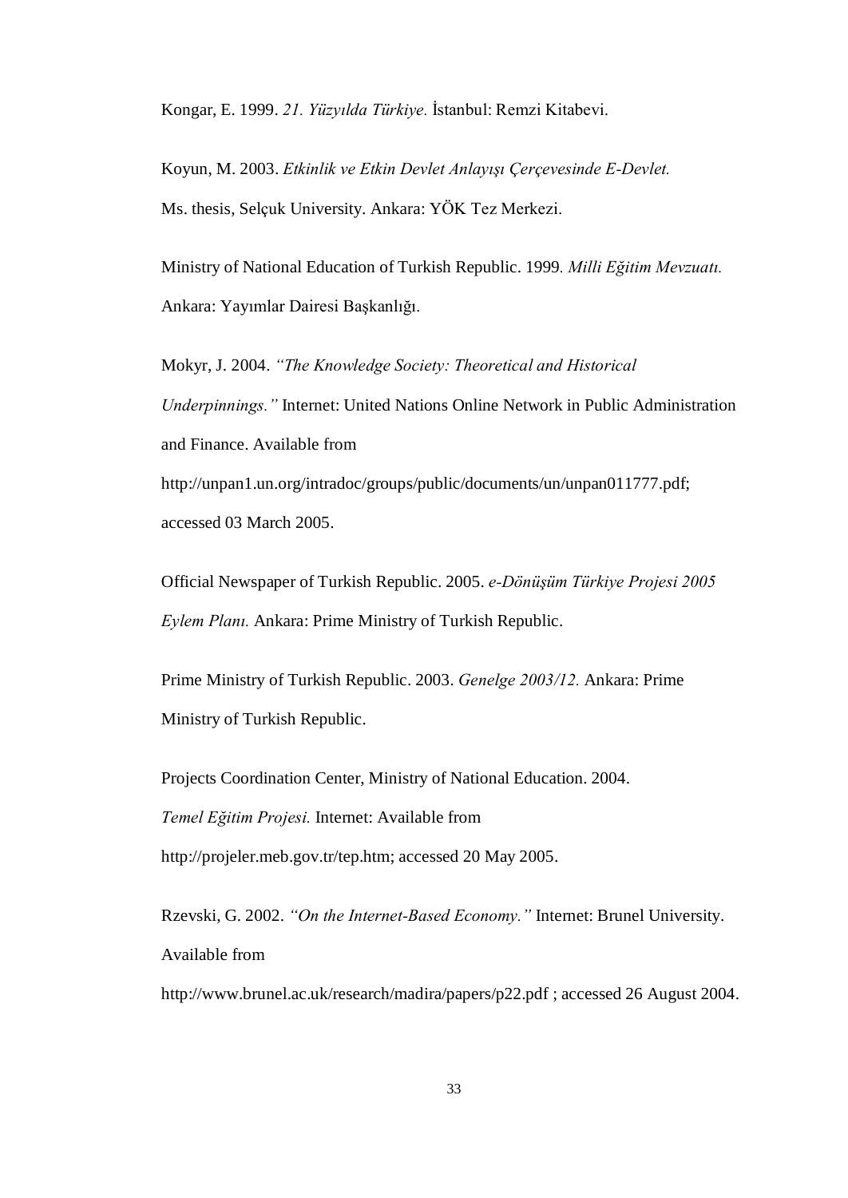Kongar, E. 1999. *21. Yüzyılda Türkiye.* İstanbul: Remzi Kitabevi.

Koyun, M. 2003. *Etkinlik ve Etkin Devlet Anlayışı Çerçevesinde E-Devlet.* Ms. thesis, Selçuk University. Ankara: YÖK Tez Merkezi.

Ministry of National Education of Turkish Republic. 1999*. Milli Eğitim Mevzuatı.* Ankara: Yayımlar Dairesi Başkanlığı.

Mokyr, J. 2004. *"The Knowledge Society: Theoretical and Historical Underpinnings."* Internet: United Nations Online Network in Public Administration and Finance. Available from http://unpan1.un.org/intradoc/groups/public/documents/un/unpan011777.pdf; accessed 03 March 2005.

Official Newspaper of Turkish Republic. 2005. *e-Dönüşüm Türkiye Projesi 2005 Eylem Planı.* Ankara: Prime Ministry of Turkish Republic.

Prime Ministry of Turkish Republic. 2003. *Genelge 2003/12.* Ankara: Prime Ministry of Turkish Republic.

Projects Coordination Center, Ministry of National Education. 2004. *Temel Eğitim Projesi.* Internet: Available from http://projeler.meb.gov.tr/tep.htm; accessed 20 May 2005.

Rzevski, G. 2002. *"On the Internet-Based Economy."* Internet: Brunel University. Available from http://www.brunel.ac.uk/research/madira/papers/p22.pdf ; accessed 26 August 2004.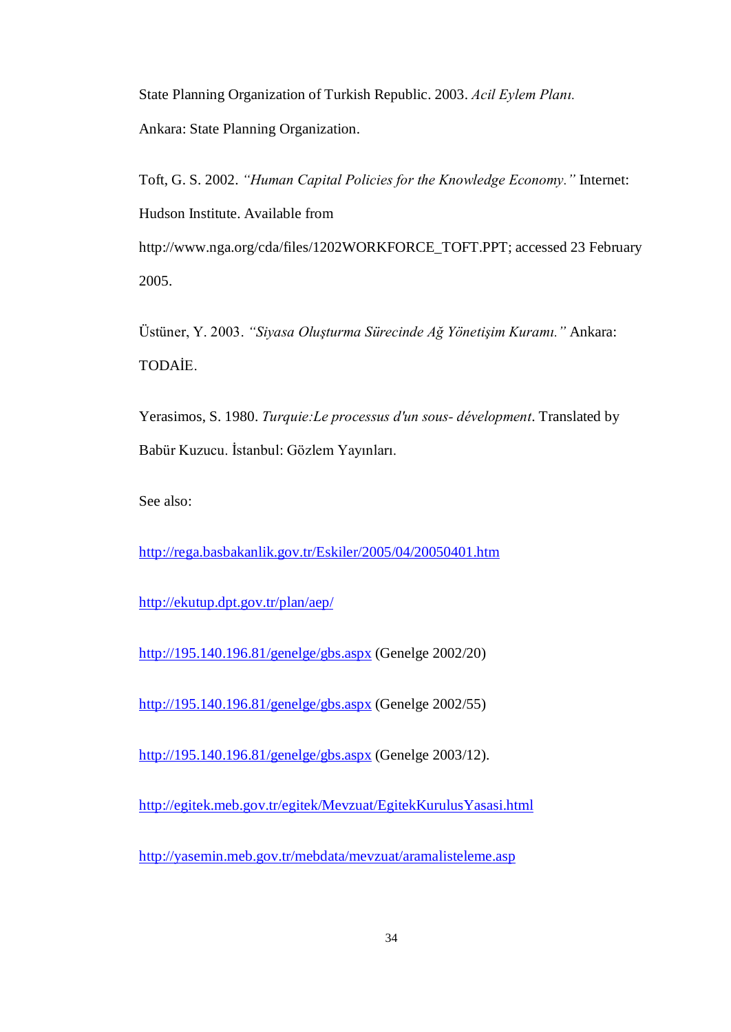State Planning Organization of Turkish Republic. 2003. *Acil Eylem Planı.* Ankara: State Planning Organization.

Toft, G. S. 2002. *"Human Capital Policies for the Knowledge Economy."* Internet: Hudson Institute. Available from http://www.nga.org/cda/files/1202WORKFORCE_TOFT.PPT; accessed 23 February 2005.

Üstüner, Y. 2003. *"Siyasa Oluşturma Sürecinde Ağ Yönetişim Kuramı."* Ankara: TODAİE.

Yerasimos, S. 1980. *Turquie:Le processus d'un sous- dévelopment*. Translated by Babür Kuzucu. İstanbul: Gözlem Yayınları.

See also:

http://rega.basbakanlik.gov.tr/Eskiler/2005/04/20050401.htm

http://ekutup.dpt.gov.tr/plan/aep/

http://195.140.196.81/genelge/gbs.aspx (Genelge 2002/20)

http://195.140.196.81/genelge/gbs.aspx (Genelge 2002/55)

http://195.140.196.81/genelge/gbs.aspx (Genelge 2003/12).

http://egitek.meb.gov.tr/egitek/Mevzuat/EgitekKurulusYasasi.html

http://yasemin.meb.gov.tr/mebdata/mevzuat/aramalisteleme.asp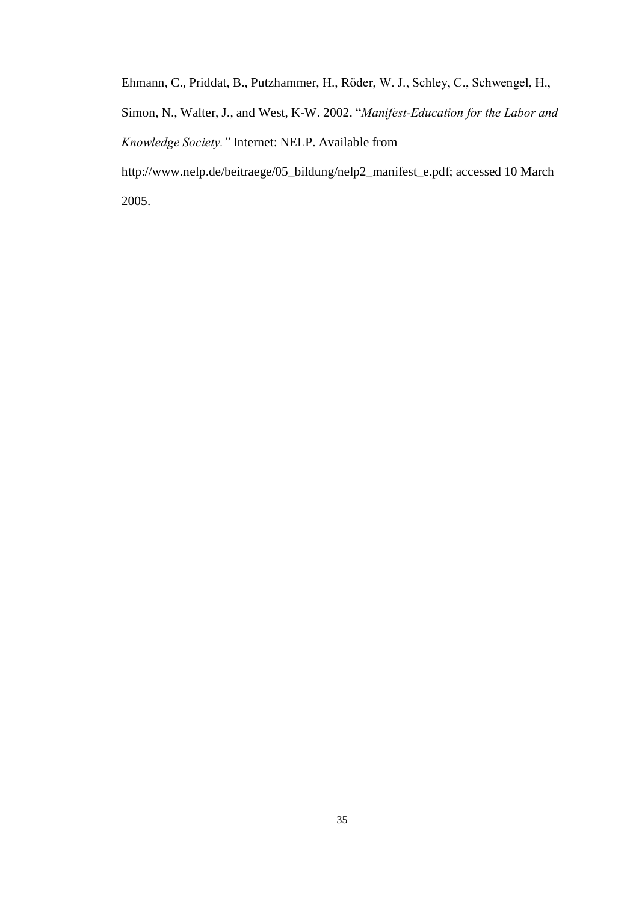Ehmann, C., Priddat, B., Putzhammer, H., Röder, W. J., Schley, C., Schwengel, H., Simon, N., Walter, J., and West, K-W. 2002. "*Manifest-Education for the Labor and Knowledge Society.*" Internet: NELP. Available from http://www.nelp.de/beitraege/05_bildung/nelp2_manifest_e.pdf; accessed 10 March 2005.